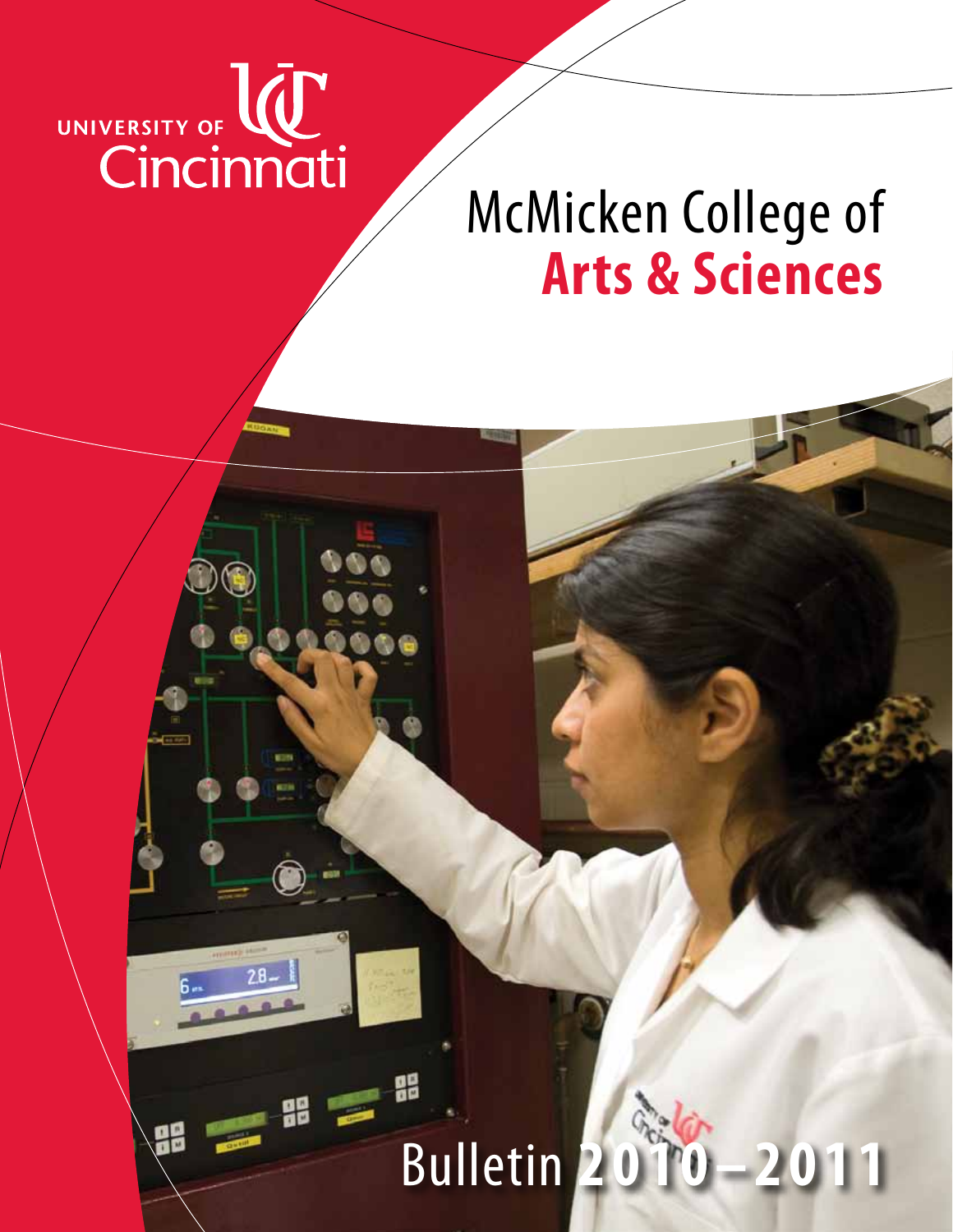UNIVERSITY OF Cincinnati

# McMicken College of **Arts & Sciences**

# Bulletin **2010 – 2011**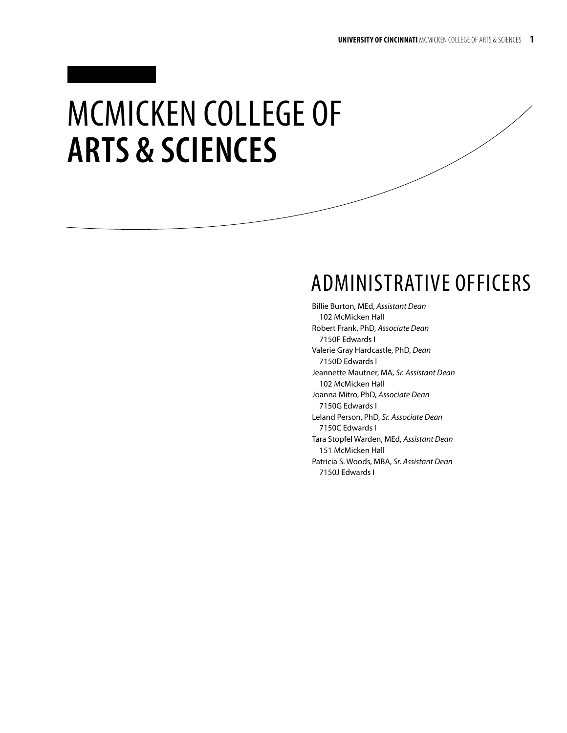# MCMICKEN COLLEGE OF **ARTS & SCIENCES**

## ADMINISTRATIVE OFFICERS

Billie Burton, MEd, *Assistant Dean*
102 McMicken Hall

Robert Frank, PhD, *Associate Dean*
7150F Edwards I

Valerie Gray Hardcastle, PhD, *Dean*
7150D Edwards I

Jeannette Mautner, MA, *Sr. Assistant Dean*
102 McMicken Hall

Joanna Mitro, PhD, *Associate Dean*
7150G Edwards I

Leland Person, PhD, *Sr. Associate Dean*
7150C Edwards I

Tara Stopfel Warden, MEd, *Assistant Dean*
151 McMicken Hall

Patricia S. Woods, MBA, *Sr. Assistant Dean*
7150J Edwards I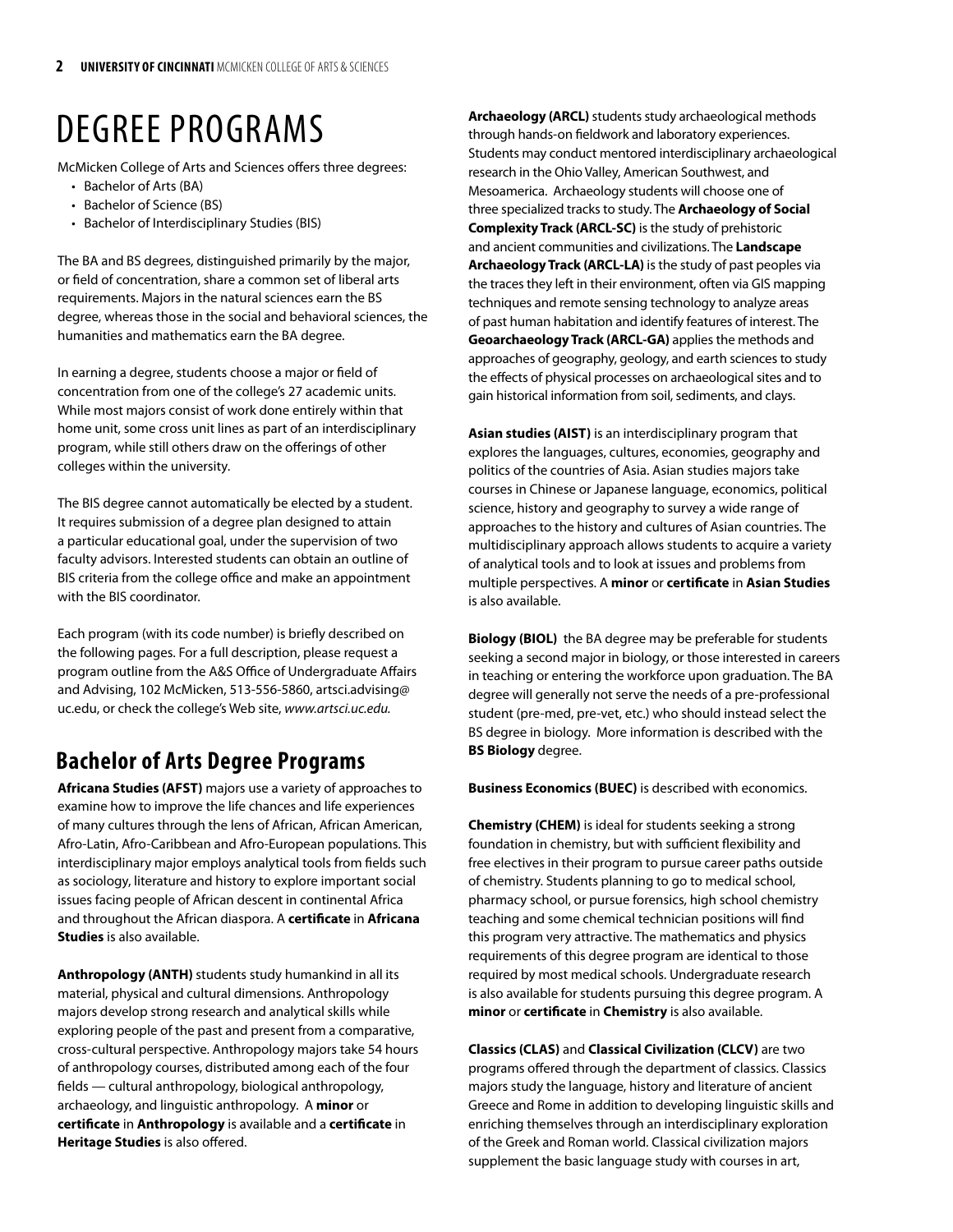# DEGREE PROGRAMS

McMicken College of Arts and Sciences offers three degrees:

- Bachelor of Arts (BA)
- Bachelor of Science (BS)
- Bachelor of Interdisciplinary Studies (BIS)

The BA and BS degrees, distinguished primarily by the major, or field of concentration, share a common set of liberal arts requirements. Majors in the natural sciences earn the BS degree, whereas those in the social and behavioral sciences, the humanities and mathematics earn the BA degree.

In earning a degree, students choose a major or field of concentration from one of the college's 27 academic units. While most majors consist of work done entirely within that home unit, some cross unit lines as part of an interdisciplinary program, while still others draw on the offerings of other colleges within the university.

The BIS degree cannot automatically be elected by a student. It requires submission of a degree plan designed to attain a particular educational goal, under the supervision of two faculty advisors. Interested students can obtain an outline of BIS criteria from the college office and make an appointment with the BIS coordinator.

Each program (with its code number) is briefly described on the following pages. For a full description, please request a program outline from the A&S Office of Undergraduate Affairs and Advising, 102 McMicken, 513-556-5860, artsci.advising@uc.edu, or check the college's Web site, *www.artsci.uc.edu.*

## Bachelor of Arts Degree Programs

**Africana Studies (AFST)** majors use a variety of approaches to examine how to improve the life chances and life experiences of many cultures through the lens of African, African American, Afro-Latin, Afro-Caribbean and Afro-European populations. This interdisciplinary major employs analytical tools from fields such as sociology, literature and history to explore important social issues facing people of African descent in continental Africa and throughout the African diaspora. A **certificate** in **Africana Studies** is also available.

**Anthropology (ANTH)** students study humankind in all its material, physical and cultural dimensions. Anthropology majors develop strong research and analytical skills while exploring people of the past and present from a comparative, cross-cultural perspective. Anthropology majors take 54 hours of anthropology courses, distributed among each of the four fields — cultural anthropology, biological anthropology, archaeology, and linguistic anthropology. A **minor** or **certificate** in **Anthropology** is available and a **certificate** in **Heritage Studies** is also offered.

**Archaeology (ARCL)** students study archaeological methods through hands-on fieldwork and laboratory experiences. Students may conduct mentored interdisciplinary archaeological research in the Ohio Valley, American Southwest, and Mesoamerica. Archaeology students will choose one of three specialized tracks to study. The **Archaeology of Social Complexity Track (ARCL-SC)** is the study of prehistoric and ancient communities and civilizations. The **Landscape Archaeology Track (ARCL-LA)** is the study of past peoples via the traces they left in their environment, often via GIS mapping techniques and remote sensing technology to analyze areas of past human habitation and identify features of interest. The **Geoarchaeology Track (ARCL-GA)** applies the methods and approaches of geography, geology, and earth sciences to study the effects of physical processes on archaeological sites and to gain historical information from soil, sediments, and clays.

**Asian studies (AIST)** is an interdisciplinary program that explores the languages, cultures, economies, geography and politics of the countries of Asia. Asian studies majors take courses in Chinese or Japanese language, economics, political science, history and geography to survey a wide range of approaches to the history and cultures of Asian countries. The multidisciplinary approach allows students to acquire a variety of analytical tools and to look at issues and problems from multiple perspectives. A **minor** or **certificate** in **Asian Studies** is also available.

**Biology (BIOL)** the BA degree may be preferable for students seeking a second major in biology, or those interested in careers in teaching or entering the workforce upon graduation. The BA degree will generally not serve the needs of a pre-professional student (pre-med, pre-vet, etc.) who should instead select the BS degree in biology. More information is described with the **BS Biology** degree.

**Business Economics (BUEC)** is described with economics.

**Chemistry (CHEM)** is ideal for students seeking a strong foundation in chemistry, but with sufficient flexibility and free electives in their program to pursue career paths outside of chemistry. Students planning to go to medical school, pharmacy school, or pursue forensics, high school chemistry teaching and some chemical technician positions will find this program very attractive. The mathematics and physics requirements of this degree program are identical to those required by most medical schools. Undergraduate research is also available for students pursuing this degree program. A **minor** or **certificate** in **Chemistry** is also available.

**Classics (CLAS)** and **Classical Civilization (CLCV)** are two programs offered through the department of classics. Classics majors study the language, history and literature of ancient Greece and Rome in addition to developing linguistic skills and enriching themselves through an interdisciplinary exploration of the Greek and Roman world. Classical civilization majors supplement the basic language study with courses in art,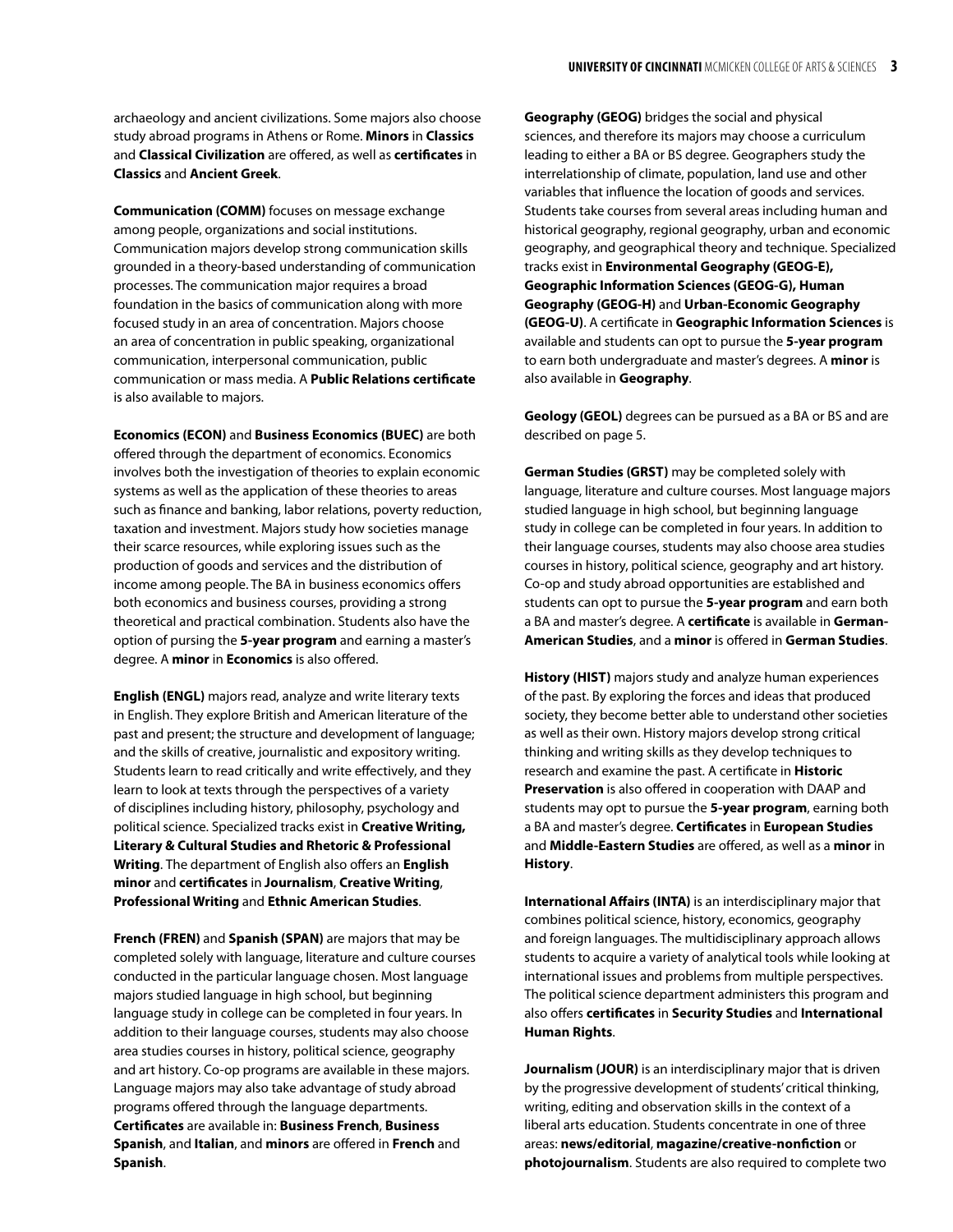archaeology and ancient civilizations. Some majors also choose study abroad programs in Athens or Rome. **Minors** in **Classics** and **Classical Civilization** are offered, as well as **certificates** in **Classics** and **Ancient Greek**.

**Communication (COMM)** focuses on message exchange among people, organizations and social institutions. Communication majors develop strong communication skills grounded in a theory-based understanding of communication processes. The communication major requires a broad foundation in the basics of communication along with more focused study in an area of concentration. Majors choose an area of concentration in public speaking, organizational communication, interpersonal communication, public communication or mass media. A **Public Relations certificate** is also available to majors.

**Economics (ECON)** and **Business Economics (BUEC)** are both offered through the department of economics. Economics involves both the investigation of theories to explain economic systems as well as the application of these theories to areas such as finance and banking, labor relations, poverty reduction, taxation and investment. Majors study how societies manage their scarce resources, while exploring issues such as the production of goods and services and the distribution of income among people. The BA in business economics offers both economics and business courses, providing a strong theoretical and practical combination. Students also have the option of pursing the **5-year program** and earning a master's degree. A **minor** in **Economics** is also offered.

**English (ENGL)** majors read, analyze and write literary texts in English. They explore British and American literature of the past and present; the structure and development of language; and the skills of creative, journalistic and expository writing. Students learn to read critically and write effectively, and they learn to look at texts through the perspectives of a variety of disciplines including history, philosophy, psychology and political science. Specialized tracks exist in **Creative Writing, Literary & Cultural Studies and Rhetoric & Professional Writing**. The department of English also offers an **English minor** and **certificates** in **Journalism**, **Creative Writing**, **Professional Writing** and **Ethnic American Studies**.

**French (FREN)** and **Spanish (SPAN)** are majors that may be completed solely with language, literature and culture courses conducted in the particular language chosen. Most language majors studied language in high school, but beginning language study in college can be completed in four years. In addition to their language courses, students may also choose area studies courses in history, political science, geography and art history. Co-op programs are available in these majors. Language majors may also take advantage of study abroad programs offered through the language departments. **Certificates** are available in: **Business French**, **Business Spanish**, and **Italian**, and **minors** are offered in **French** and **Spanish**.

**Geography (GEOG)** bridges the social and physical sciences, and therefore its majors may choose a curriculum leading to either a BA or BS degree. Geographers study the interrelationship of climate, population, land use and other variables that influence the location of goods and services. Students take courses from several areas including human and historical geography, regional geography, urban and economic geography, and geographical theory and technique. Specialized tracks exist in **Environmental Geography (GEOG-E), Geographic Information Sciences (GEOG-G), Human Geography (GEOG-H)** and **Urban-Economic Geography (GEOG-U)**. A certificate in **Geographic Information Sciences** is available and students can opt to pursue the **5-year program** to earn both undergraduate and master's degrees. A **minor** is also available in **Geography**.

**Geology (GEOL)** degrees can be pursued as a BA or BS and are described on page 5.

**German Studies (GRST)** may be completed solely with language, literature and culture courses. Most language majors studied language in high school, but beginning language study in college can be completed in four years. In addition to their language courses, students may also choose area studies courses in history, political science, geography and art history. Co-op and study abroad opportunities are established and students can opt to pursue the **5-year program** and earn both a BA and master's degree. A **certificate** is available in **German-American Studies**, and a **minor** is offered in **German Studies**.

**History (HIST)** majors study and analyze human experiences of the past. By exploring the forces and ideas that produced society, they become better able to understand other societies as well as their own. History majors develop strong critical thinking and writing skills as they develop techniques to research and examine the past. A certificate in **Historic Preservation** is also offered in cooperation with DAAP and students may opt to pursue the **5-year program**, earning both a BA and master's degree. **Certificates** in **European Studies** and **Middle-Eastern Studies** are offered, as well as a **minor** in **History**.

**International Affairs (INTA)** is an interdisciplinary major that combines political science, history, economics, geography and foreign languages. The multidisciplinary approach allows students to acquire a variety of analytical tools while looking at international issues and problems from multiple perspectives. The political science department administers this program and also offers **certificates** in **Security Studies** and **International Human Rights**.

**Journalism (JOUR)** is an interdisciplinary major that is driven by the progressive development of students' critical thinking, writing, editing and observation skills in the context of a liberal arts education. Students concentrate in one of three areas: **news/editorial**, **magazine/creative-nonfiction** or **photojournalism**. Students are also required to complete two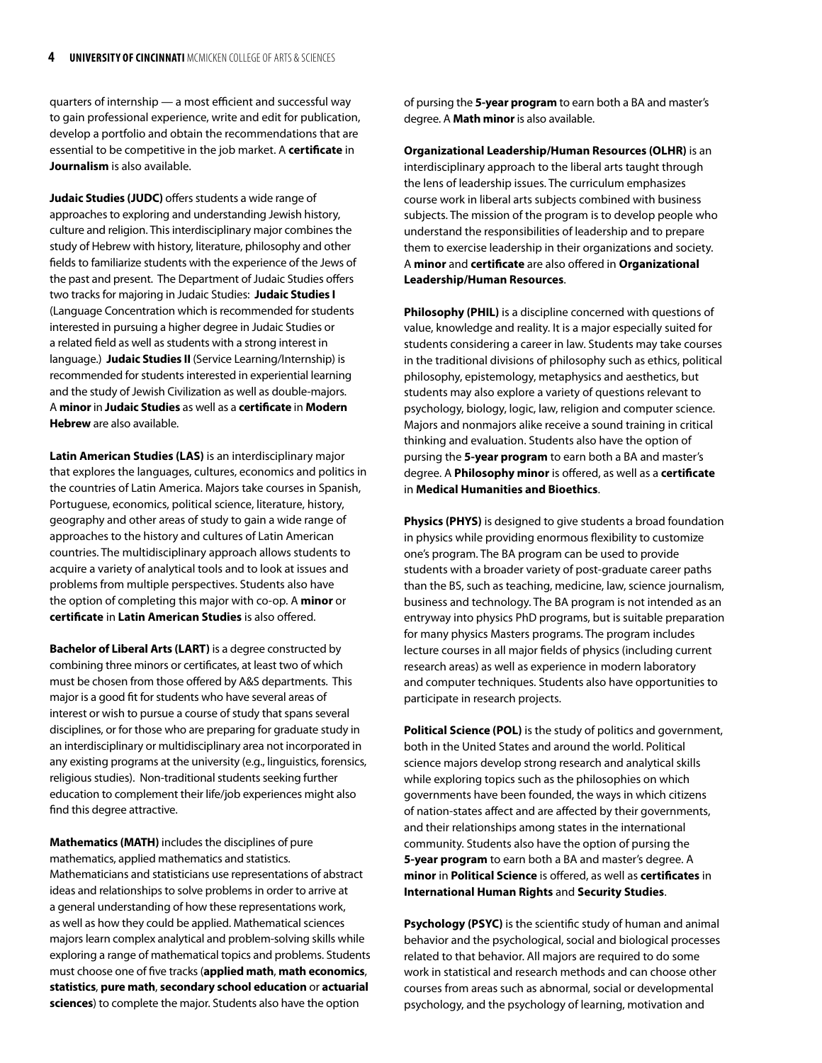quarters of internship — a most efficient and successful way to gain professional experience, write and edit for publication, develop a portfolio and obtain the recommendations that are essential to be competitive in the job market. A **certificate** in **Journalism** is also available.

**Judaic Studies (JUDC)** offers students a wide range of approaches to exploring and understanding Jewish history, culture and religion. This interdisciplinary major combines the study of Hebrew with history, literature, philosophy and other fields to familiarize students with the experience of the Jews of the past and present. The Department of Judaic Studies offers two tracks for majoring in Judaic Studies: **Judaic Studies I** (Language Concentration which is recommended for students interested in pursuing a higher degree in Judaic Studies or a related field as well as students with a strong interest in language.) **Judaic Studies II** (Service Learning/Internship) is recommended for students interested in experiential learning and the study of Jewish Civilization as well as double-majors. A **minor** in **Judaic Studies** as well as a **certificate** in **Modern Hebrew** are also available.

**Latin American Studies (LAS)** is an interdisciplinary major that explores the languages, cultures, economics and politics in the countries of Latin America. Majors take courses in Spanish, Portuguese, economics, political science, literature, history, geography and other areas of study to gain a wide range of approaches to the history and cultures of Latin American countries. The multidisciplinary approach allows students to acquire a variety of analytical tools and to look at issues and problems from multiple perspectives. Students also have the option of completing this major with co-op. A **minor** or **certificate** in **Latin American Studies** is also offered.

**Bachelor of Liberal Arts (LART)** is a degree constructed by combining three minors or certificates, at least two of which must be chosen from those offered by A&S departments. This major is a good fit for students who have several areas of interest or wish to pursue a course of study that spans several disciplines, or for those who are preparing for graduate study in an interdisciplinary or multidisciplinary area not incorporated in any existing programs at the university (e.g., linguistics, forensics, religious studies). Non-traditional students seeking further education to complement their life/job experiences might also find this degree attractive.

**Mathematics (MATH)** includes the disciplines of pure mathematics, applied mathematics and statistics. Mathematicians and statisticians use representations of abstract ideas and relationships to solve problems in order to arrive at a general understanding of how these representations work, as well as how they could be applied. Mathematical sciences majors learn complex analytical and problem-solving skills while exploring a range of mathematical topics and problems. Students must choose one of five tracks (**applied math**, **math economics**, **statistics**, **pure math**, **secondary school education** or **actuarial sciences**) to complete the major. Students also have the option of pursing the **5-year program** to earn both a BA and master's degree. A **Math minor** is also available.

**Organizational Leadership/Human Resources (OLHR)** is an interdisciplinary approach to the liberal arts taught through the lens of leadership issues. The curriculum emphasizes course work in liberal arts subjects combined with business subjects. The mission of the program is to develop people who understand the responsibilities of leadership and to prepare them to exercise leadership in their organizations and society. A **minor** and **certificate** are also offered in **Organizational Leadership/Human Resources**.

**Philosophy (PHIL)** is a discipline concerned with questions of value, knowledge and reality. It is a major especially suited for students considering a career in law. Students may take courses in the traditional divisions of philosophy such as ethics, political philosophy, epistemology, metaphysics and aesthetics, but students may also explore a variety of questions relevant to psychology, biology, logic, law, religion and computer science. Majors and nonmajors alike receive a sound training in critical thinking and evaluation. Students also have the option of pursing the **5-year program** to earn both a BA and master's degree. A **Philosophy minor** is offered, as well as a **certificate** in **Medical Humanities and Bioethics**.

**Physics (PHYS)** is designed to give students a broad foundation in physics while providing enormous flexibility to customize one's program. The BA program can be used to provide students with a broader variety of post-graduate career paths than the BS, such as teaching, medicine, law, science journalism, business and technology. The BA program is not intended as an entryway into physics PhD programs, but is suitable preparation for many physics Masters programs. The program includes lecture courses in all major fields of physics (including current research areas) as well as experience in modern laboratory and computer techniques. Students also have opportunities to participate in research projects.

**Political Science (POL)** is the study of politics and government, both in the United States and around the world. Political science majors develop strong research and analytical skills while exploring topics such as the philosophies on which governments have been founded, the ways in which citizens of nation-states affect and are affected by their governments, and their relationships among states in the international community. Students also have the option of pursing the **5-year program** to earn both a BA and master's degree. A **minor** in **Political Science** is offered, as well as **certificates** in **International Human Rights** and **Security Studies**.

**Psychology (PSYC)** is the scientific study of human and animal behavior and the psychological, social and biological processes related to that behavior. All majors are required to do some work in statistical and research methods and can choose other courses from areas such as abnormal, social or developmental psychology, and the psychology of learning, motivation and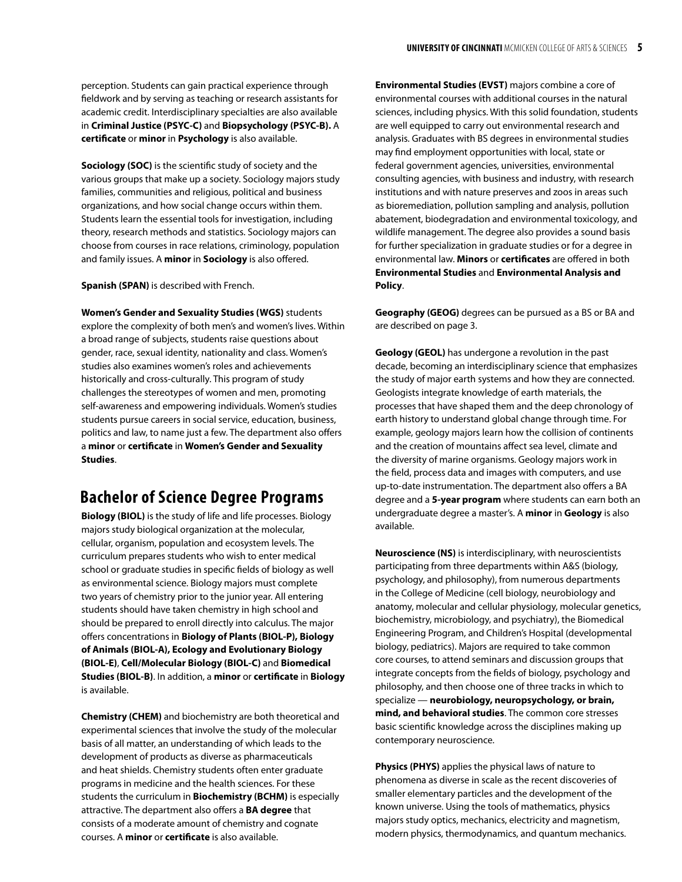perception. Students can gain practical experience through fieldwork and by serving as teaching or research assistants for academic credit. Interdisciplinary specialties are also available in **Criminal Justice (PSYC-C)** and **Biopsychology (PSYC-B).** A **certificate** or **minor** in **Psychology** is also available.

**Sociology (SOC)** is the scientific study of society and the various groups that make up a society. Sociology majors study families, communities and religious, political and business organizations, and how social change occurs within them. Students learn the essential tools for investigation, including theory, research methods and statistics. Sociology majors can choose from courses in race relations, criminology, population and family issues. A **minor** in **Sociology** is also offered.

**Spanish (SPAN)** is described with French.

**Women's Gender and Sexuality Studies (WGS)** students explore the complexity of both men's and women's lives. Within a broad range of subjects, students raise questions about gender, race, sexual identity, nationality and class. Women's studies also examines women's roles and achievements historically and cross-culturally. This program of study challenges the stereotypes of women and men, promoting self-awareness and empowering individuals. Women's studies students pursue careers in social service, education, business, politics and law, to name just a few. The department also offers a **minor** or **certificate** in **Women's Gender and Sexuality Studies**.

## Bachelor of Science Degree Programs

**Biology (BIOL)** is the study of life and life processes. Biology majors study biological organization at the molecular, cellular, organism, population and ecosystem levels. The curriculum prepares students who wish to enter medical school or graduate studies in specific fields of biology as well as environmental science. Biology majors must complete two years of chemistry prior to the junior year. All entering students should have taken chemistry in high school and should be prepared to enroll directly into calculus. The major offers concentrations in **Biology of Plants (BIOL-P), Biology of Animals (BIOL-A), Ecology and Evolutionary Biology (BIOL-E)**, **Cell/Molecular Biology (BIOL-C)** and **Biomedical Studies (BIOL-B)**. In addition, a **minor** or **certificate** in **Biology** is available.

**Chemistry (CHEM)** and biochemistry are both theoretical and experimental sciences that involve the study of the molecular basis of all matter, an understanding of which leads to the development of products as diverse as pharmaceuticals and heat shields. Chemistry students often enter graduate programs in medicine and the health sciences. For these students the curriculum in **Biochemistry (BCHM)** is especially attractive. The department also offers a **BA degree** that consists of a moderate amount of chemistry and cognate courses. A **minor** or **certificate** is also available.

**Environmental Studies (EVST)** majors combine a core of environmental courses with additional courses in the natural sciences, including physics. With this solid foundation, students are well equipped to carry out environmental research and analysis. Graduates with BS degrees in environmental studies may find employment opportunities with local, state or federal government agencies, universities, environmental consulting agencies, with business and industry, with research institutions and with nature preserves and zoos in areas such as bioremediation, pollution sampling and analysis, pollution abatement, biodegradation and environmental toxicology, and wildlife management. The degree also provides a sound basis for further specialization in graduate studies or for a degree in environmental law. **Minors** or **certificates** are offered in both **Environmental Studies** and **Environmental Analysis and Policy**.

**Geography (GEOG)** degrees can be pursued as a BS or BA and are described on page 3.

**Geology (GEOL)** has undergone a revolution in the past decade, becoming an interdisciplinary science that emphasizes the study of major earth systems and how they are connected. Geologists integrate knowledge of earth materials, the processes that have shaped them and the deep chronology of earth history to understand global change through time. For example, geology majors learn how the collision of continents and the creation of mountains affect sea level, climate and the diversity of marine organisms. Geology majors work in the field, process data and images with computers, and use up-to-date instrumentation. The department also offers a BA degree and a **5-year program** where students can earn both an undergraduate degree a master's. A **minor** in **Geology** is also available.

**Neuroscience (NS)** is interdisciplinary, with neuroscientists participating from three departments within A&S (biology, psychology, and philosophy), from numerous departments in the College of Medicine (cell biology, neurobiology and anatomy, molecular and cellular physiology, molecular genetics, biochemistry, microbiology, and psychiatry), the Biomedical Engineering Program, and Children's Hospital (developmental biology, pediatrics). Majors are required to take common core courses, to attend seminars and discussion groups that integrate concepts from the fields of biology, psychology and philosophy, and then choose one of three tracks in which to specialize — **neurobiology, neuropsychology, or brain, mind, and behavioral studies**. The common core stresses basic scientific knowledge across the disciplines making up contemporary neuroscience.

**Physics (PHYS)** applies the physical laws of nature to phenomena as diverse in scale as the recent discoveries of smaller elementary particles and the development of the known universe. Using the tools of mathematics, physics majors study optics, mechanics, electricity and magnetism, modern physics, thermodynamics, and quantum mechanics.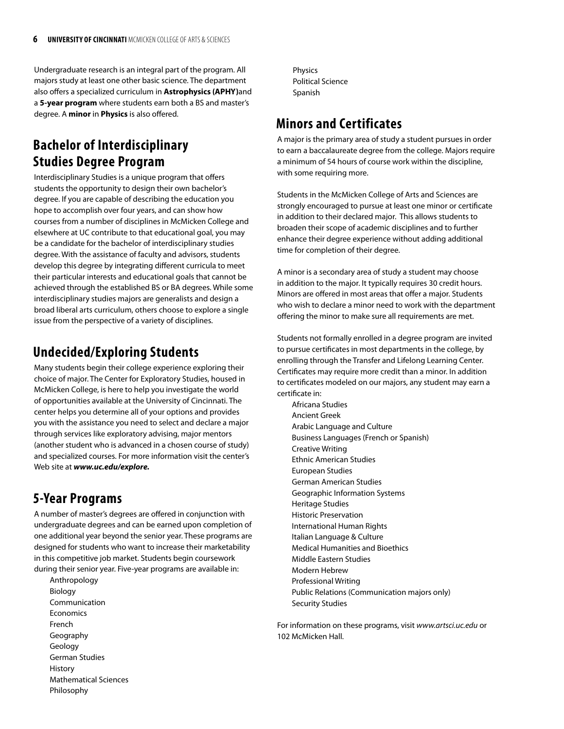Undergraduate research is an integral part of the program. All majors study at least one other basic science. The department also offers a specialized curriculum in **Astrophysics (APHY)** and a **5-year program** where students earn both a BS and master's degree. A **minor** in **Physics** is also offered.

## Bachelor of Interdisciplinary Studies Degree Program

Interdisciplinary Studies is a unique program that offers students the opportunity to design their own bachelor's degree. If you are capable of describing the education you hope to accomplish over four years, and can show how courses from a number of disciplines in McMicken College and elsewhere at UC contribute to that educational goal, you may be a candidate for the bachelor of interdisciplinary studies degree. With the assistance of faculty and advisors, students develop this degree by integrating different curricula to meet their particular interests and educational goals that cannot be achieved through the established BS or BA degrees. While some interdisciplinary studies majors are generalists and design a broad liberal arts curriculum, others choose to explore a single issue from the perspective of a variety of disciplines.

## Undecided/Exploring Students

Many students begin their college experience exploring their choice of major. The Center for Exploratory Studies, housed in McMicken College, is here to help you investigate the world of opportunities available at the University of Cincinnati. The center helps you determine all of your options and provides you with the assistance you need to select and declare a major through services like exploratory advising, major mentors (another student who is advanced in a chosen course of study) and specialized courses. For more information visit the center's Web site at ***www.uc.edu/explore.***

## 5-Year Programs

A number of master's degrees are offered in conjunction with undergraduate degrees and can be earned upon completion of one additional year beyond the senior year. These programs are designed for students who want to increase their marketability in this competitive job market. Students begin coursework during their senior year. Five-year programs are available in:

- Anthropology
- Biology
- Communication
- Economics
- French
- Geography
- Geology
- German Studies
- History
- Mathematical Sciences
- Philosophy
- Physics
- Political Science
- Spanish

## Minors and Certificates

A major is the primary area of study a student pursues in order to earn a baccalaureate degree from the college. Majors require a minimum of 54 hours of course work within the discipline, with some requiring more.

Students in the McMicken College of Arts and Sciences are strongly encouraged to pursue at least one minor or certificate in addition to their declared major. This allows students to broaden their scope of academic disciplines and to further enhance their degree experience without adding additional time for completion of their degree.

A minor is a secondary area of study a student may choose in addition to the major. It typically requires 30 credit hours. Minors are offered in most areas that offer a major. Students who wish to declare a minor need to work with the department offering the minor to make sure all requirements are met.

Students not formally enrolled in a degree program are invited to pursue certificates in most departments in the college, by enrolling through the Transfer and Lifelong Learning Center. Certificates may require more credit than a minor. In addition to certificates modeled on our majors, any student may earn a certificate in:

- Africana Studies
- Ancient Greek
- Arabic Language and Culture
- Business Languages (French or Spanish)
- Creative Writing
- Ethnic American Studies
- European Studies
- German American Studies
- Geographic Information Systems
- Heritage Studies
- Historic Preservation
- International Human Rights
- Italian Language & Culture
- Medical Humanities and Bioethics
- Middle Eastern Studies
- Modern Hebrew
- Professional Writing
- Public Relations (Communication majors only)
- Security Studies

For information on these programs, visit *www.artsci.uc.edu* or 102 McMicken Hall.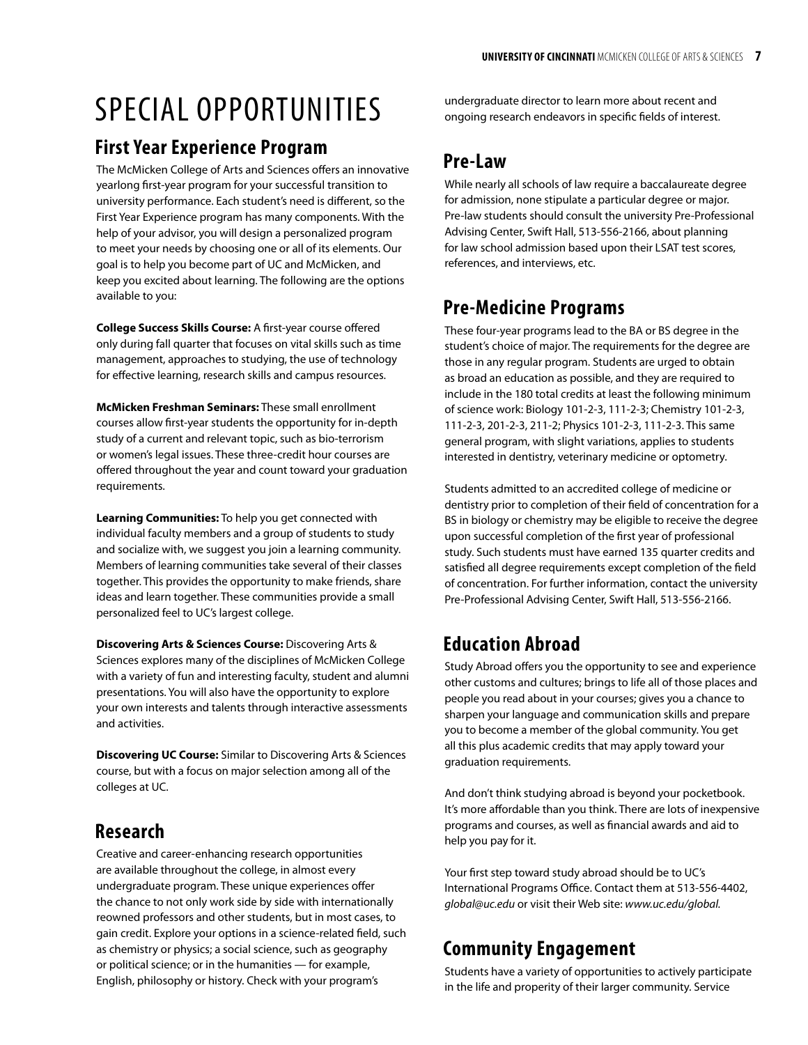# SPECIAL OPPORTUNITIES

## First Year Experience Program

The McMicken College of Arts and Sciences offers an innovative yearlong first-year program for your successful transition to university performance. Each student's need is different, so the First Year Experience program has many components. With the help of your advisor, you will design a personalized program to meet your needs by choosing one or all of its elements. Our goal is to help you become part of UC and McMicken, and keep you excited about learning. The following are the options available to you:

**College Success Skills Course:** A first-year course offered only during fall quarter that focuses on vital skills such as time management, approaches to studying, the use of technology for effective learning, research skills and campus resources.

**McMicken Freshman Seminars:** These small enrollment courses allow first-year students the opportunity for in-depth study of a current and relevant topic, such as bio-terrorism or women's legal issues. These three-credit hour courses are offered throughout the year and count toward your graduation requirements.

**Learning Communities:** To help you get connected with individual faculty members and a group of students to study and socialize with, we suggest you join a learning community. Members of learning communities take several of their classes together. This provides the opportunity to make friends, share ideas and learn together. These communities provide a small personalized feel to UC's largest college.

**Discovering Arts & Sciences Course:** Discovering Arts & Sciences explores many of the disciplines of McMicken College with a variety of fun and interesting faculty, student and alumni presentations. You will also have the opportunity to explore your own interests and talents through interactive assessments and activities.

**Discovering UC Course:** Similar to Discovering Arts & Sciences course, but with a focus on major selection among all of the colleges at UC.

## Research

Creative and career-enhancing research opportunities are available throughout the college, in almost every undergraduate program. These unique experiences offer the chance to not only work side by side with internationally reowned professors and other students, but in most cases, to gain credit. Explore your options in a science-related field, such as chemistry or physics; a social science, such as geography or political science; or in the humanities — for example, English, philosophy or history. Check with your program's undergraduate director to learn more about recent and ongoing research endeavors in specific fields of interest.

## Pre-Law

While nearly all schools of law require a baccalaureate degree for admission, none stipulate a particular degree or major. Pre-law students should consult the university Pre-Professional Advising Center, Swift Hall, 513-556-2166, about planning for law school admission based upon their LSAT test scores, references, and interviews, etc.

## Pre-Medicine Programs

These four-year programs lead to the BA or BS degree in the student's choice of major. The requirements for the degree are those in any regular program. Students are urged to obtain as broad an education as possible, and they are required to include in the 180 total credits at least the following minimum of science work: Biology 101-2-3, 111-2-3; Chemistry 101-2-3, 111-2-3, 201-2-3, 211-2; Physics 101-2-3, 111-2-3. This same general program, with slight variations, applies to students interested in dentistry, veterinary medicine or optometry.

Students admitted to an accredited college of medicine or dentistry prior to completion of their field of concentration for a BS in biology or chemistry may be eligible to receive the degree upon successful completion of the first year of professional study. Such students must have earned 135 quarter credits and satisfied all degree requirements except completion of the field of concentration. For further information, contact the university Pre-Professional Advising Center, Swift Hall, 513-556-2166.

## Education Abroad

Study Abroad offers you the opportunity to see and experience other customs and cultures; brings to life all of those places and people you read about in your courses; gives you a chance to sharpen your language and communication skills and prepare you to become a member of the global community. You get all this plus academic credits that may apply toward your graduation requirements.

And don't think studying abroad is beyond your pocketbook. It's more affordable than you think. There are lots of inexpensive programs and courses, as well as financial awards and aid to help you pay for it.

Your first step toward study abroad should be to UC's International Programs Office. Contact them at 513-556-4402, *global@uc.edu* or visit their Web site: *www.uc.edu/global.*

## Community Engagement

Students have a variety of opportunities to actively participate in the life and property of their larger community. Service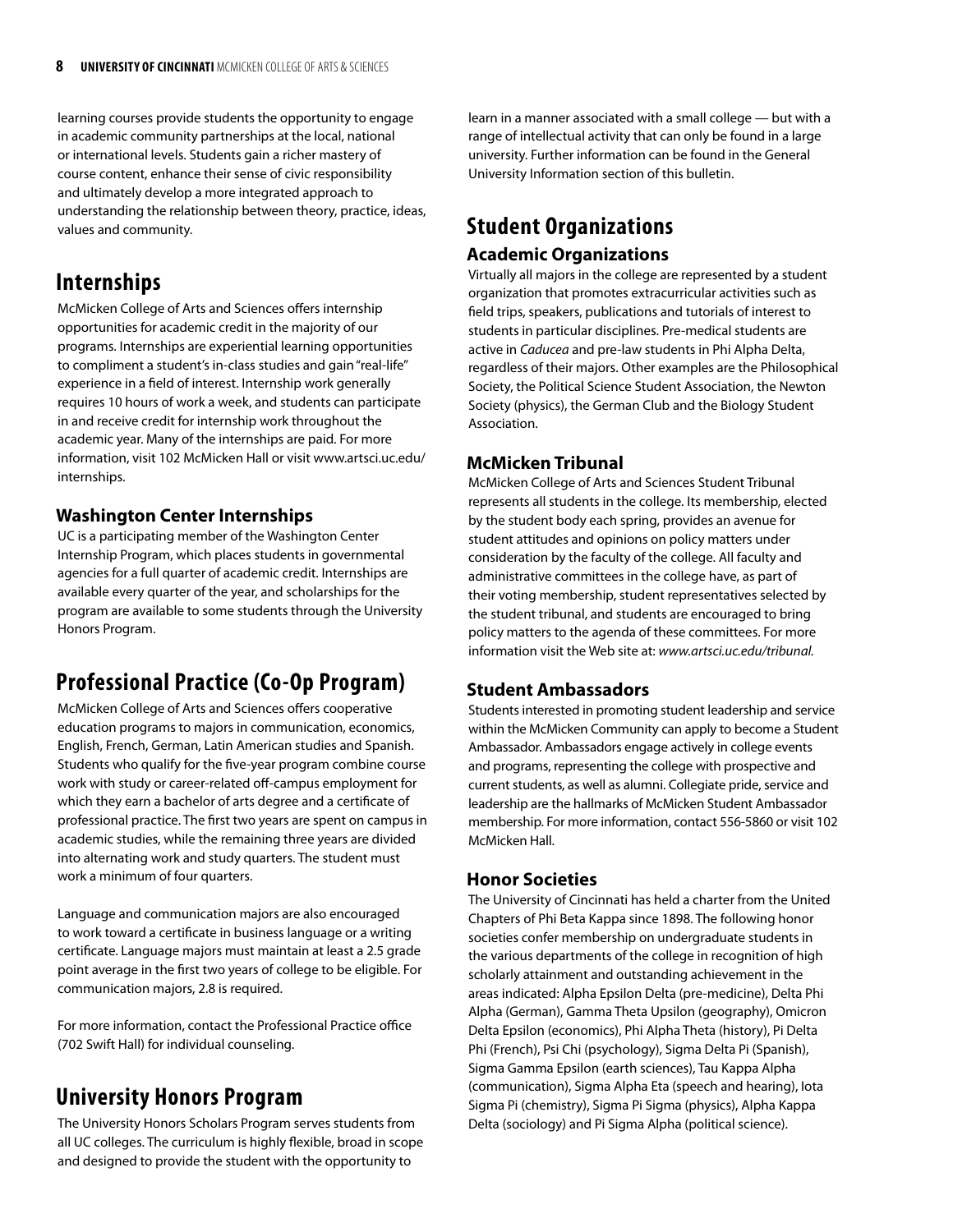learning courses provide students the opportunity to engage in academic community partnerships at the local, national or international levels. Students gain a richer mastery of course content, enhance their sense of civic responsibility and ultimately develop a more integrated approach to understanding the relationship between theory, practice, ideas, values and community.

## Internships

McMicken College of Arts and Sciences offers internship opportunities for academic credit in the majority of our programs. Internships are experiential learning opportunities to compliment a student's in-class studies and gain "real-life" experience in a field of interest. Internship work generally requires 10 hours of work a week, and students can participate in and receive credit for internship work throughout the academic year. Many of the internships are paid. For more information, visit 102 McMicken Hall or visit www.artsci.uc.edu/internships.

### Washington Center Internships

UC is a participating member of the Washington Center Internship Program, which places students in governmental agencies for a full quarter of academic credit. Internships are available every quarter of the year, and scholarships for the program are available to some students through the University Honors Program.

## Professional Practice (Co-Op Program)

McMicken College of Arts and Sciences offers cooperative education programs to majors in communication, economics, English, French, German, Latin American studies and Spanish. Students who qualify for the five-year program combine course work with study or career-related off-campus employment for which they earn a bachelor of arts degree and a certificate of professional practice. The first two years are spent on campus in academic studies, while the remaining three years are divided into alternating work and study quarters. The student must work a minimum of four quarters.

Language and communication majors are also encouraged to work toward a certificate in business language or a writing certificate. Language majors must maintain at least a 2.5 grade point average in the first two years of college to be eligible. For communication majors, 2.8 is required.

For more information, contact the Professional Practice office (702 Swift Hall) for individual counseling.

## University Honors Program

The University Honors Scholars Program serves students from all UC colleges. The curriculum is highly flexible, broad in scope and designed to provide the student with the opportunity to learn in a manner associated with a small college — but with a range of intellectual activity that can only be found in a large university. Further information can be found in the General University Information section of this bulletin.

## Student Organizations

### Academic Organizations

Virtually all majors in the college are represented by a student organization that promotes extracurricular activities such as field trips, speakers, publications and tutorials of interest to students in particular disciplines. Pre-medical students are active in *Caducea* and pre-law students in Phi Alpha Delta, regardless of their majors. Other examples are the Philosophical Society, the Political Science Student Association, the Newton Society (physics), the German Club and the Biology Student Association.

### McMicken Tribunal

McMicken College of Arts and Sciences Student Tribunal represents all students in the college. Its membership, elected by the student body each spring, provides an avenue for student attitudes and opinions on policy matters under consideration by the faculty of the college. All faculty and administrative committees in the college have, as part of their voting membership, student representatives selected by the student tribunal, and students are encouraged to bring policy matters to the agenda of these committees. For more information visit the Web site at: *www.artsci.uc.edu/tribunal.*

### Student Ambassadors

Students interested in promoting student leadership and service within the McMicken Community can apply to become a Student Ambassador. Ambassadors engage actively in college events and programs, representing the college with prospective and current students, as well as alumni. Collegiate pride, service and leadership are the hallmarks of McMicken Student Ambassador membership. For more information, contact 556-5860 or visit 102 McMicken Hall.

### Honor Societies

The University of Cincinnati has held a charter from the United Chapters of Phi Beta Kappa since 1898. The following honor societies confer membership on undergraduate students in the various departments of the college in recognition of high scholarly attainment and outstanding achievement in the areas indicated: Alpha Epsilon Delta (pre-medicine), Delta Phi Alpha (German), Gamma Theta Upsilon (geography), Omicron Delta Epsilon (economics), Phi Alpha Theta (history), Pi Delta Phi (French), Psi Chi (psychology), Sigma Delta Pi (Spanish), Sigma Gamma Epsilon (earth sciences), Tau Kappa Alpha (communication), Sigma Alpha Eta (speech and hearing), Iota Sigma Pi (chemistry), Sigma Pi Sigma (physics), Alpha Kappa Delta (sociology) and Pi Sigma Alpha (political science).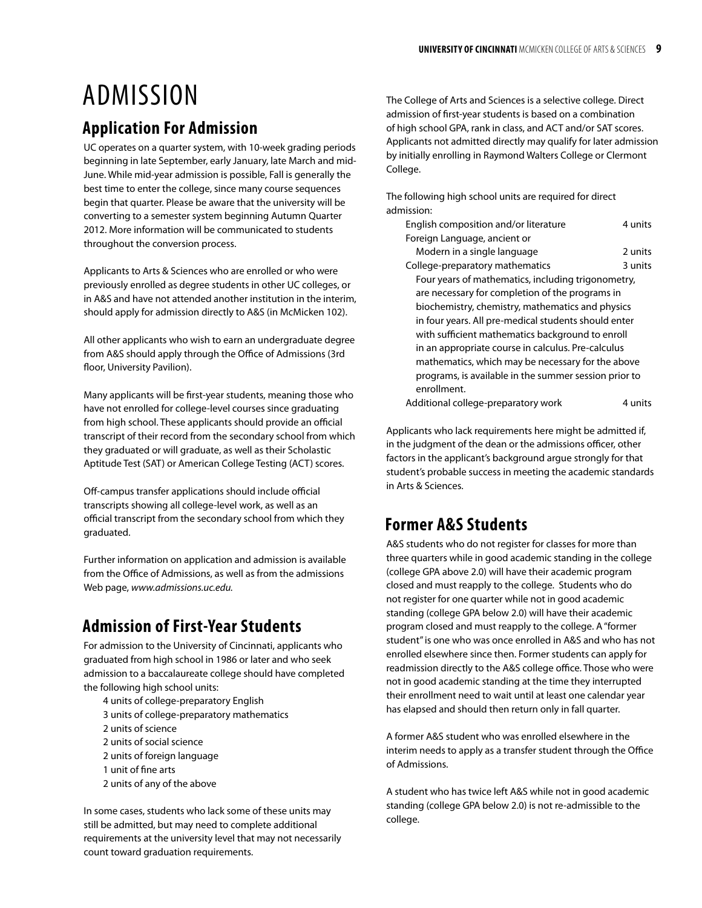# ADMISSION

## Application For Admission

UC operates on a quarter system, with 10-week grading periods beginning in late September, early January, late March and mid-June. While mid-year admission is possible, Fall is generally the best time to enter the college, since many course sequences begin that quarter. Please be aware that the university will be converting to a semester system beginning Autumn Quarter 2012. More information will be communicated to students throughout the conversion process.

Applicants to Arts & Sciences who are enrolled or who were previously enrolled as degree students in other UC colleges, or in A&S and have not attended another institution in the interim, should apply for admission directly to A&S (in McMicken 102).

All other applicants who wish to earn an undergraduate degree from A&S should apply through the Office of Admissions (3rd floor, University Pavilion).

Many applicants will be first-year students, meaning those who have not enrolled for college-level courses since graduating from high school. These applicants should provide an official transcript of their record from the secondary school from which they graduated or will graduate, as well as their Scholastic Aptitude Test (SAT) or American College Testing (ACT) scores.

Off-campus transfer applications should include official transcripts showing all college-level work, as well as an official transcript from the secondary school from which they graduated.

Further information on application and admission is available from the Office of Admissions, as well as from the admissions Web page, *www.admissions.uc.edu.*

## Admission of First-Year Students

For admission to the University of Cincinnati, applicants who graduated from high school in 1986 or later and who seek admission to a baccalaureate college should have completed the following high school units:

- 4 units of college-preparatory English
- 3 units of college-preparatory mathematics
- 2 units of science
- 2 units of social science
- 2 units of foreign language
- 1 unit of fine arts
- 2 units of any of the above

In some cases, students who lack some of these units may still be admitted, but may need to complete additional requirements at the university level that may not necessarily count toward graduation requirements.

The College of Arts and Sciences is a selective college. Direct admission of first-year students is based on a combination of high school GPA, rank in class, and ACT and/or SAT scores. Applicants not admitted directly may qualify for later admission by initially enrolling in Raymond Walters College or Clermont College.

The following high school units are required for direct admission:

| | |
|---|---|
| English composition and/or literature | 4 units |
| Foreign Language, ancient or Modern in a single language | 2 units |
| College-preparatory mathematics | 3 units |

Four years of mathematics, including trigonometry, are necessary for completion of the programs in biochemistry, chemistry, mathematics and physics in four years. All pre-medical students should enter with sufficient mathematics background to enroll in an appropriate course in calculus. Pre-calculus mathematics, which may be necessary for the above programs, is available in the summer session prior to enrollment.

| | |
|---|---|
| Additional college-preparatory work | 4 units |

Applicants who lack requirements here might be admitted if, in the judgment of the dean or the admissions officer, other factors in the applicant's background argue strongly for that student's probable success in meeting the academic standards in Arts & Sciences.

## Former A&S Students

A&S students who do not register for classes for more than three quarters while in good academic standing in the college (college GPA above 2.0) will have their academic program closed and must reapply to the college. Students who do not register for one quarter while not in good academic standing (college GPA below 2.0) will have their academic program closed and must reapply to the college. A "former student" is one who was once enrolled in A&S and who has not enrolled elsewhere since then. Former students can apply for readmission directly to the A&S college office. Those who were not in good academic standing at the time they interrupted their enrollment need to wait until at least one calendar year has elapsed and should then return only in fall quarter.

A former A&S student who was enrolled elsewhere in the interim needs to apply as a transfer student through the Office of Admissions.

A student who has twice left A&S while not in good academic standing (college GPA below 2.0) is not re-admissible to the college.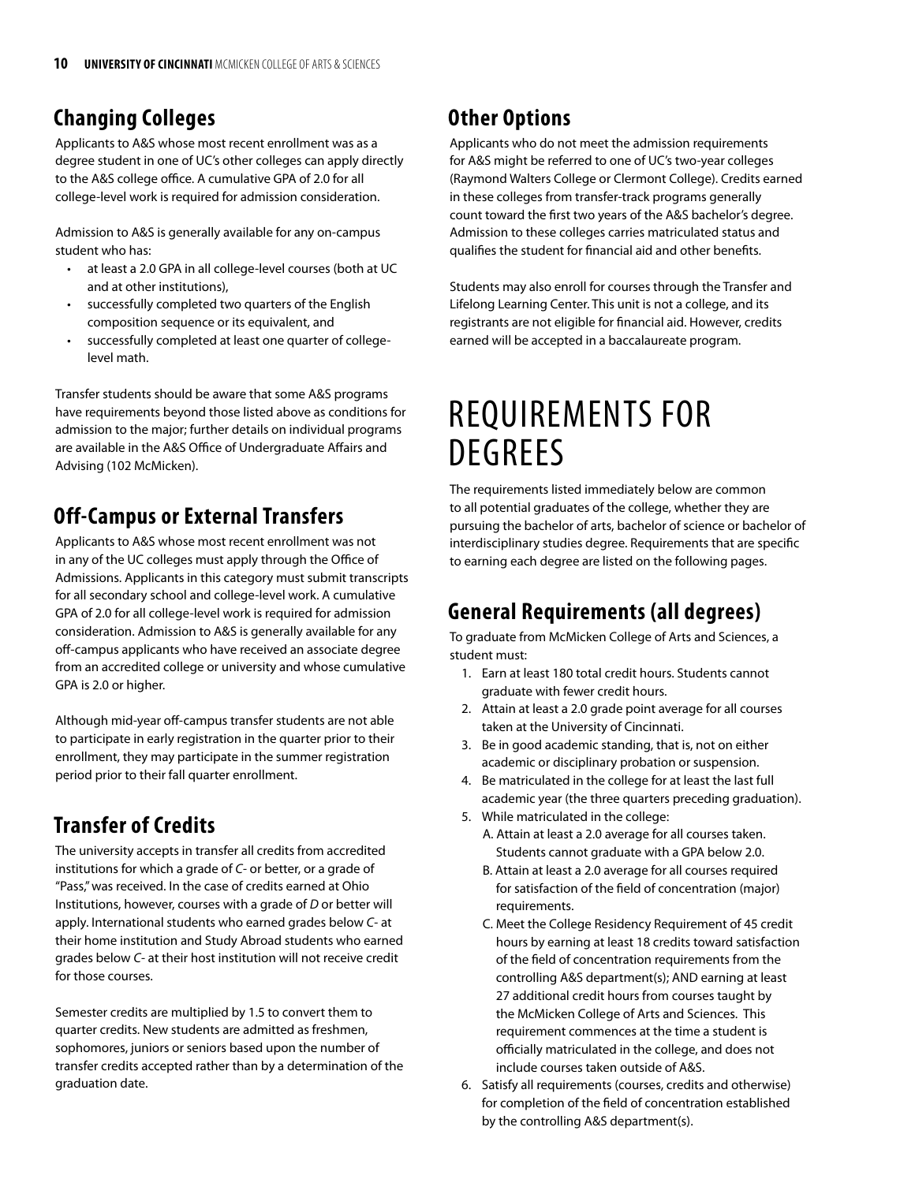## Changing Colleges

Applicants to A&S whose most recent enrollment was as a degree student in one of UC's other colleges can apply directly to the A&S college office. A cumulative GPA of 2.0 for all college-level work is required for admission consideration.

Admission to A&S is generally available for any on-campus student who has:

- at least a 2.0 GPA in all college-level courses (both at UC and at other institutions),
- successfully completed two quarters of the English composition sequence or its equivalent, and
- successfully completed at least one quarter of college-level math.

Transfer students should be aware that some A&S programs have requirements beyond those listed above as conditions for admission to the major; further details on individual programs are available in the A&S Office of Undergraduate Affairs and Advising (102 McMicken).

## Off-Campus or External Transfers

Applicants to A&S whose most recent enrollment was not in any of the UC colleges must apply through the Office of Admissions. Applicants in this category must submit transcripts for all secondary school and college-level work. A cumulative GPA of 2.0 for all college-level work is required for admission consideration. Admission to A&S is generally available for any off-campus applicants who have received an associate degree from an accredited college or university and whose cumulative GPA is 2.0 or higher.

Although mid-year off-campus transfer students are not able to participate in early registration in the quarter prior to their enrollment, they may participate in the summer registration period prior to their fall quarter enrollment.

## Transfer of Credits

The university accepts in transfer all credits from accredited institutions for which a grade of *C*- or better, or a grade of "Pass," was received. In the case of credits earned at Ohio Institutions, however, courses with a grade of *D* or better will apply. International students who earned grades below *C*- at their home institution and Study Abroad students who earned grades below *C*- at their host institution will not receive credit for those courses.

Semester credits are multiplied by 1.5 to convert them to quarter credits. New students are admitted as freshmen, sophomores, juniors or seniors based upon the number of transfer credits accepted rather than by a determination of the graduation date.

## Other Options

Applicants who do not meet the admission requirements for A&S might be referred to one of UC's two-year colleges (Raymond Walters College or Clermont College). Credits earned in these colleges from transfer-track programs generally count toward the first two years of the A&S bachelor's degree. Admission to these colleges carries matriculated status and qualifies the student for financial aid and other benefits.

Students may also enroll for courses through the Transfer and Lifelong Learning Center. This unit is not a college, and its registrants are not eligible for financial aid. However, credits earned will be accepted in a baccalaureate program.

# REQUIREMENTS FOR DEGREES

The requirements listed immediately below are common to all potential graduates of the college, whether they are pursuing the bachelor of arts, bachelor of science or bachelor of interdisciplinary studies degree. Requirements that are specific to earning each degree are listed on the following pages.

## General Requirements (all degrees)

To graduate from McMicken College of Arts and Sciences, a student must:

1. Earn at least 180 total credit hours. Students cannot graduate with fewer credit hours.
2. Attain at least a 2.0 grade point average for all courses taken at the University of Cincinnati.
3. Be in good academic standing, that is, not on either academic or disciplinary probation or suspension.
4. Be matriculated in the college for at least the last full academic year (the three quarters preceding graduation).
5. While matriculated in the college:
   A. Attain at least a 2.0 average for all courses taken. Students cannot graduate with a GPA below 2.0.
   B. Attain at least a 2.0 average for all courses required for satisfaction of the field of concentration (major) requirements.
   C. Meet the College Residency Requirement of 45 credit hours by earning at least 18 credits toward satisfaction of the field of concentration requirements from the controlling A&S department(s); AND earning at least 27 additional credit hours from courses taught by the McMicken College of Arts and Sciences. This requirement commences at the time a student is officially matriculated in the college, and does not include courses taken outside of A&S.
6. Satisfy all requirements (courses, credits and otherwise) for completion of the field of concentration established by the controlling A&S department(s).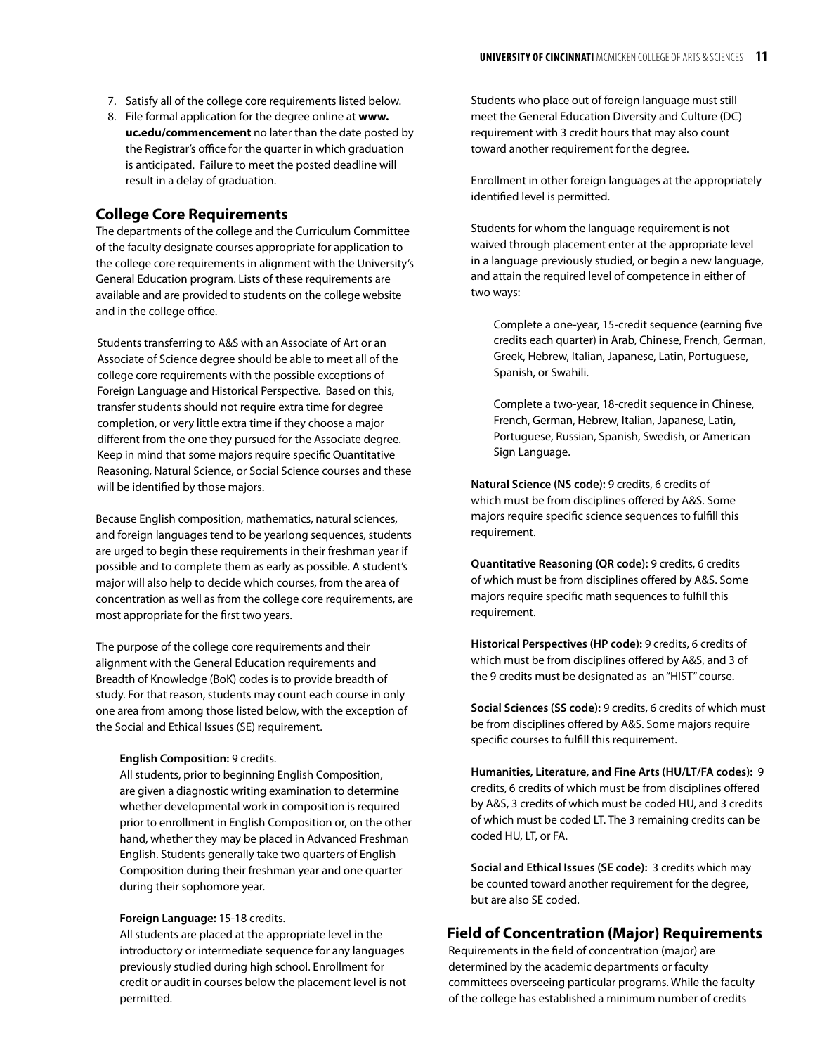7. Satisfy all of the college core requirements listed below.
8. File formal application for the degree online at **www.uc.edu/commencement** no later than the date posted by the Registrar's office for the quarter in which graduation is anticipated. Failure to meet the posted deadline will result in a delay of graduation.

## College Core Requirements

The departments of the college and the Curriculum Committee of the faculty designate courses appropriate for application to the college core requirements in alignment with the University's General Education program. Lists of these requirements are available and are provided to students on the college website and in the college office.

Students transferring to A&S with an Associate of Art or an Associate of Science degree should be able to meet all of the college core requirements with the possible exceptions of Foreign Language and Historical Perspective. Based on this, transfer students should not require extra time for degree completion, or very little extra time if they choose a major different from the one they pursued for the Associate degree. Keep in mind that some majors require specific Quantitative Reasoning, Natural Science, or Social Science courses and these will be identified by those majors.

Because English composition, mathematics, natural sciences, and foreign languages tend to be yearlong sequences, students are urged to begin these requirements in their freshman year if possible and to complete them as early as possible. A student's major will also help to decide which courses, from the area of concentration as well as from the college core requirements, are most appropriate for the first two years.

The purpose of the college core requirements and their alignment with the General Education requirements and Breadth of Knowledge (BoK) codes is to provide breadth of study. For that reason, students may count each course in only one area from among those listed below, with the exception of the Social and Ethical Issues (SE) requirement.

**English Composition:** 9 credits.
All students, prior to beginning English Composition, are given a diagnostic writing examination to determine whether developmental work in composition is required prior to enrollment in English Composition or, on the other hand, whether they may be placed in Advanced Freshman English. Students generally take two quarters of English Composition during their freshman year and one quarter during their sophomore year.

**Foreign Language:** 15-18 credits.
All students are placed at the appropriate level in the introductory or intermediate sequence for any languages previously studied during high school. Enrollment for credit or audit in courses below the placement level is not permitted.

Students who place out of foreign language must still meet the General Education Diversity and Culture (DC) requirement with 3 credit hours that may also count toward another requirement for the degree.

Enrollment in other foreign languages at the appropriately identified level is permitted.

Students for whom the language requirement is not waived through placement enter at the appropriate level in a language previously studied, or begin a new language, and attain the required level of competence in either of two ways:

> Complete a one-year, 15-credit sequence (earning five credits each quarter) in Arab, Chinese, French, German, Greek, Hebrew, Italian, Japanese, Latin, Portuguese, Spanish, or Swahili.
>
> Complete a two-year, 18-credit sequence in Chinese, French, German, Hebrew, Italian, Japanese, Latin, Portuguese, Russian, Spanish, Swedish, or American Sign Language.

**Natural Science (NS code):** 9 credits, 6 credits of which must be from disciplines offered by A&S. Some majors require specific science sequences to fulfill this requirement.

**Quantitative Reasoning (QR code):** 9 credits, 6 credits of which must be from disciplines offered by A&S. Some majors require specific math sequences to fulfill this requirement.

**Historical Perspectives (HP code):** 9 credits, 6 credits of which must be from disciplines offered by A&S, and 3 of the 9 credits must be designated as an "HIST" course.

**Social Sciences (SS code):** 9 credits, 6 credits of which must be from disciplines offered by A&S. Some majors require specific courses to fulfill this requirement.

**Humanities, Literature, and Fine Arts (HU/LT/FA codes):** 9 credits, 6 credits of which must be from disciplines offered by A&S, 3 credits of which must be coded HU, and 3 credits of which must be coded LT. The 3 remaining credits can be coded HU, LT, or FA.

**Social and Ethical Issues (SE code):** 3 credits which may be counted toward another requirement for the degree, but are also SE coded.

## Field of Concentration (Major) Requirements

Requirements in the field of concentration (major) are determined by the academic departments or faculty committees overseeing particular programs. While the faculty of the college has established a minimum number of credits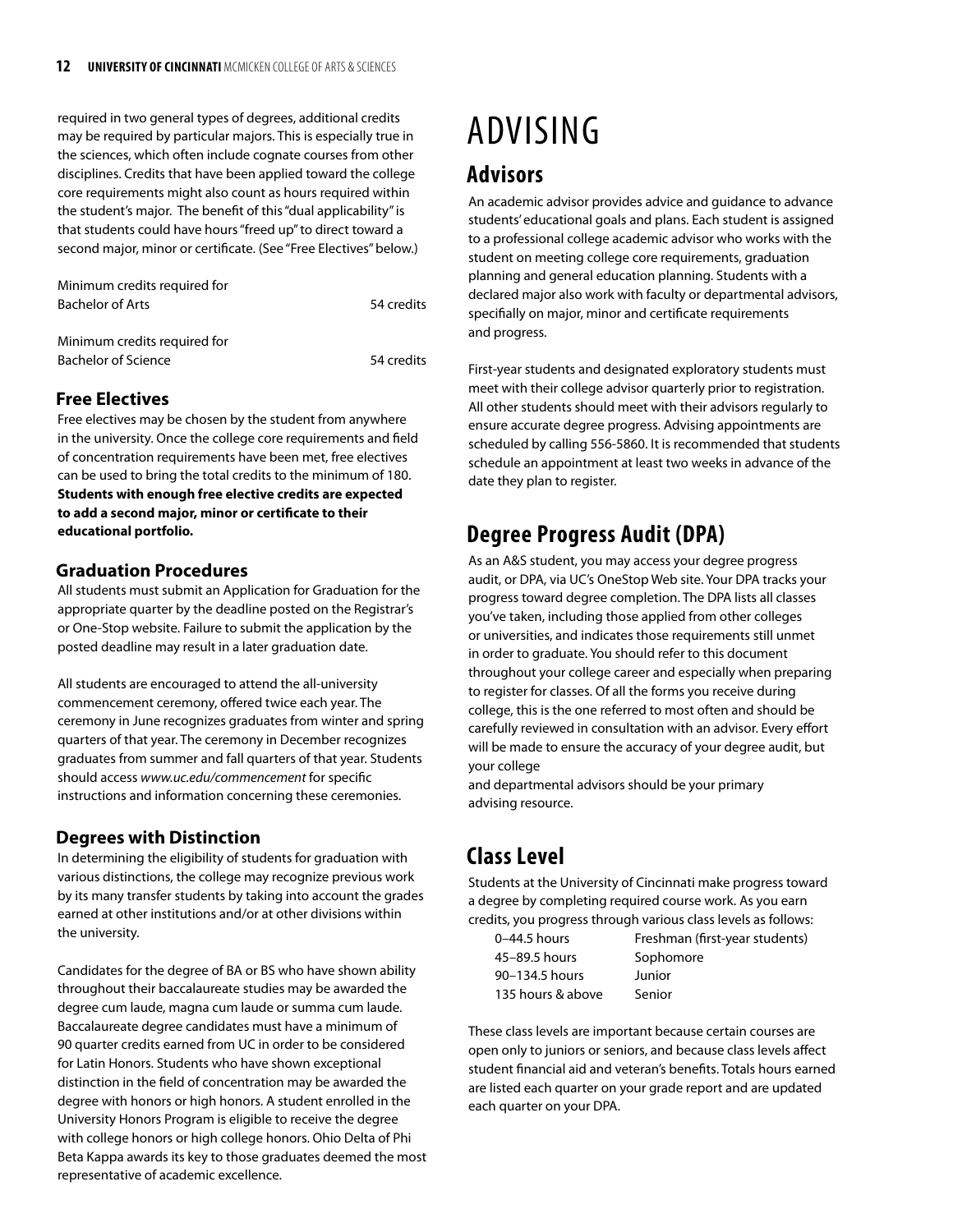required in two general types of degrees, additional credits may be required by particular majors. This is especially true in the sciences, which often include cognate courses from other disciplines. Credits that have been applied toward the college core requirements might also count as hours required within the student's major. The benefit of this "dual applicability" is that students could have hours "freed up" to direct toward a second major, minor or certificate. (See "Free Electives" below.)

| | |
|---|---|
| Minimum credits required for Bachelor of Arts | 54 credits |
| Minimum credits required for Bachelor of Science | 54 credits |

### Free Electives

Free electives may be chosen by the student from anywhere in the university. Once the college core requirements and field of concentration requirements have been met, free electives can be used to bring the total credits to the minimum of 180. **Students with enough free elective credits are expected to add a second major, minor or certificate to their educational portfolio.**

### Graduation Procedures

All students must submit an Application for Graduation for the appropriate quarter by the deadline posted on the Registrar's or One-Stop website. Failure to submit the application by the posted deadline may result in a later graduation date.

All students are encouraged to attend the all-university commencement ceremony, offered twice each year. The ceremony in June recognizes graduates from winter and spring quarters of that year. The ceremony in December recognizes graduates from summer and fall quarters of that year. Students should access *www.uc.edu/commencement* for specific instructions and information concerning these ceremonies.

### Degrees with Distinction

In determining the eligibility of students for graduation with various distinctions, the college may recognize previous work by its many transfer students by taking into account the grades earned at other institutions and/or at other divisions within the university.

Candidates for the degree of BA or BS who have shown ability throughout their baccalaureate studies may be awarded the degree cum laude, magna cum laude or summa cum laude. Baccalaureate degree candidates must have a minimum of 90 quarter credits earned from UC in order to be considered for Latin Honors. Students who have shown exceptional distinction in the field of concentration may be awarded the degree with honors or high honors. A student enrolled in the University Honors Program is eligible to receive the degree with college honors or high college honors. Ohio Delta of Phi Beta Kappa awards its key to those graduates deemed the most representative of academic excellence.

# ADVISING

## Advisors

An academic advisor provides advice and guidance to advance students' educational goals and plans. Each student is assigned to a professional college academic advisor who works with the student on meeting college core requirements, graduation planning and general education planning. Students with a declared major also work with faculty or departmental advisors, specifially on major, minor and certificate requirements and progress.

First-year students and designated exploratory students must meet with their college advisor quarterly prior to registration. All other students should meet with their advisors regularly to ensure accurate degree progress. Advising appointments are scheduled by calling 556-5860. It is recommended that students schedule an appointment at least two weeks in advance of the date they plan to register.

## Degree Progress Audit (DPA)

As an A&S student, you may access your degree progress audit, or DPA, via UC's OneStop Web site. Your DPA tracks your progress toward degree completion. The DPA lists all classes you've taken, including those applied from other colleges or universities, and indicates those requirements still unmet in order to graduate. You should refer to this document throughout your college career and especially when preparing to register for classes. Of all the forms you receive during college, this is the one referred to most often and should be carefully reviewed in consultation with an advisor. Every effort will be made to ensure the accuracy of your degree audit, but your college and departmental advisors should be your primary advising resource.

## Class Level

Students at the University of Cincinnati make progress toward a degree by completing required course work. As you earn credits, you progress through various class levels as follows:

| | |
|---|---|
| 0–44.5 hours | Freshman (first-year students) |
| 45–89.5 hours | Sophomore |
| 90–134.5 hours | Junior |
| 135 hours & above | Senior |

These class levels are important because certain courses are open only to juniors or seniors, and because class levels affect student financial aid and veteran's benefits. Totals hours earned are listed each quarter on your grade report and are updated each quarter on your DPA.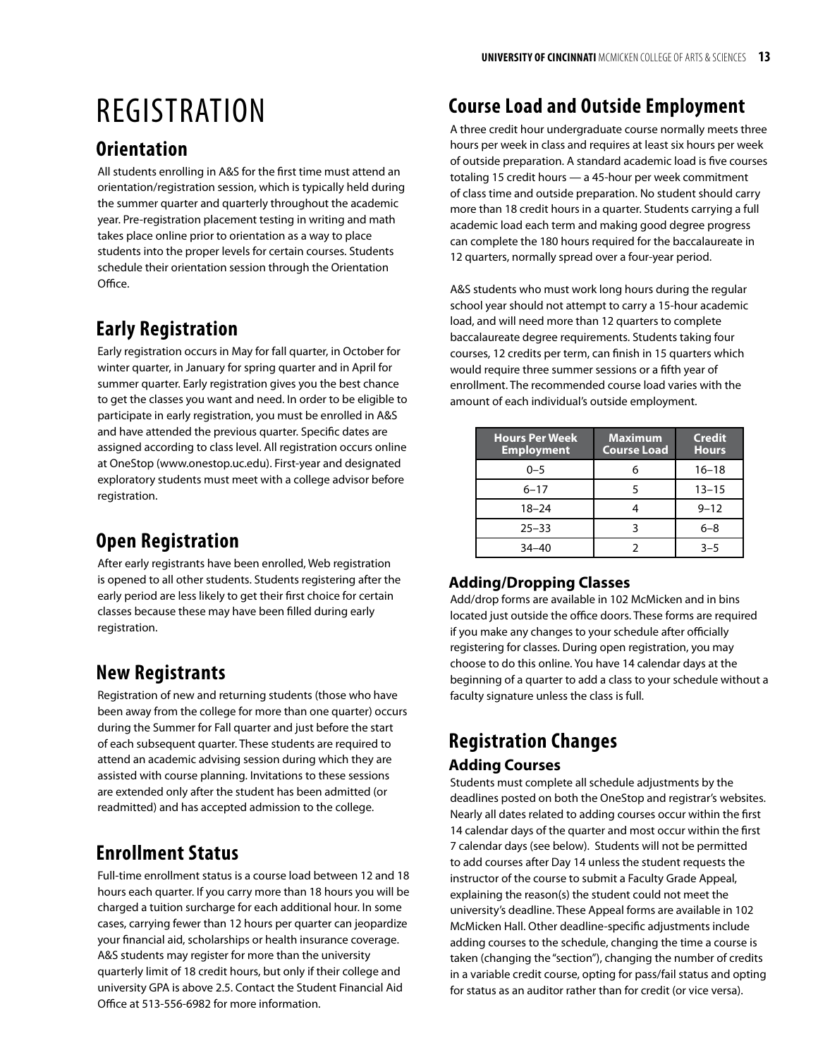# REGISTRATION

## Orientation

All students enrolling in A&S for the first time must attend an orientation/registration session, which is typically held during the summer quarter and quarterly throughout the academic year. Pre-registration placement testing in writing and math takes place online prior to orientation as a way to place students into the proper levels for certain courses. Students schedule their orientation session through the Orientation Office.

## Early Registration

Early registration occurs in May for fall quarter, in October for winter quarter, in January for spring quarter and in April for summer quarter. Early registration gives you the best chance to get the classes you want and need. In order to be eligible to participate in early registration, you must be enrolled in A&S and have attended the previous quarter. Specific dates are assigned according to class level. All registration occurs online at OneStop (www.onestop.uc.edu). First-year and designated exploratory students must meet with a college advisor before registration.

## Open Registration

After early registrants have been enrolled, Web registration is opened to all other students. Students registering after the early period are less likely to get their first choice for certain classes because these may have been filled during early registration.

## New Registrants

Registration of new and returning students (those who have been away from the college for more than one quarter) occurs during the Summer for Fall quarter and just before the start of each subsequent quarter. These students are required to attend an academic advising session during which they are assisted with course planning. Invitations to these sessions are extended only after the student has been admitted (or readmitted) and has accepted admission to the college.

## Enrollment Status

Full-time enrollment status is a course load between 12 and 18 hours each quarter. If you carry more than 18 hours you will be charged a tuition surcharge for each additional hour. In some cases, carrying fewer than 12 hours per quarter can jeopardize your financial aid, scholarships or health insurance coverage. A&S students may register for more than the university quarterly limit of 18 credit hours, but only if their college and university GPA is above 2.5. Contact the Student Financial Aid Office at 513-556-6982 for more information.

## Course Load and Outside Employment

A three credit hour undergraduate course normally meets three hours per week in class and requires at least six hours per week of outside preparation. A standard academic load is five courses totaling 15 credit hours — a 45-hour per week commitment of class time and outside preparation. No student should carry more than 18 credit hours in a quarter. Students carrying a full academic load each term and making good degree progress can complete the 180 hours required for the baccalaureate in 12 quarters, normally spread over a four-year period.

A&S students who must work long hours during the regular school year should not attempt to carry a 15-hour academic load, and will need more than 12 quarters to complete baccalaureate degree requirements. Students taking four courses, 12 credits per term, can finish in 15 quarters which would require three summer sessions or a fifth year of enrollment. The recommended course load varies with the amount of each individual's outside employment.

| Hours Per Week Employment | Maximum Course Load | Credit Hours |
|---|---|---|
| 0–5 | 6 | 16–18 |
| 6–17 | 5 | 13–15 |
| 18–24 | 4 | 9–12 |
| 25–33 | 3 | 6–8 |
| 34–40 | 2 | 3–5 |

### Adding/Dropping Classes

Add/drop forms are available in 102 McMicken and in bins located just outside the office doors. These forms are required if you make any changes to your schedule after officially registering for classes. During open registration, you may choose to do this online. You have 14 calendar days at the beginning of a quarter to add a class to your schedule without a faculty signature unless the class is full.

## Registration Changes

### Adding Courses

Students must complete all schedule adjustments by the deadlines posted on both the OneStop and registrar's websites. Nearly all dates related to adding courses occur within the first 14 calendar days of the quarter and most occur within the first 7 calendar days (see below). Students will not be permitted to add courses after Day 14 unless the student requests the instructor of the course to submit a Faculty Grade Appeal, explaining the reason(s) the student could not meet the university's deadline. These Appeal forms are available in 102 McMicken Hall. Other deadline-specific adjustments include adding courses to the schedule, changing the time a course is taken (changing the "section"), changing the number of credits in a variable credit course, opting for pass/fail status and opting for status as an auditor rather than for credit (or vice versa).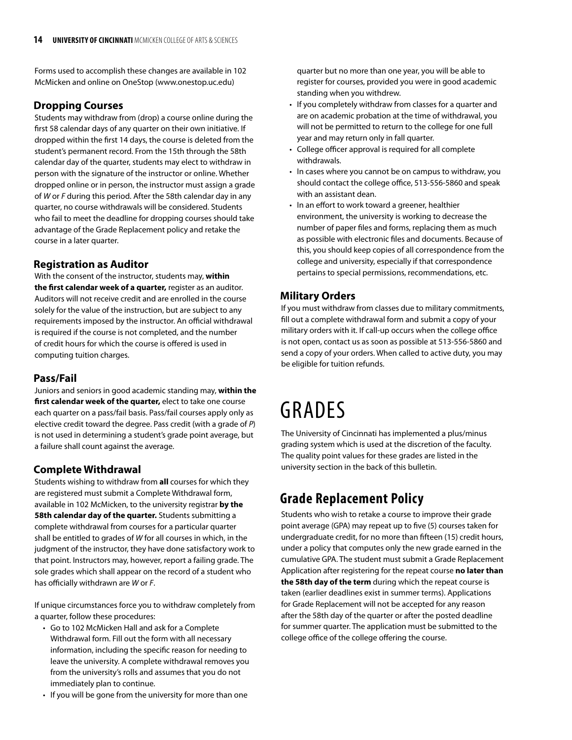Forms used to accomplish these changes are available in 102 McMicken and online on OneStop (www.onestop.uc.edu)

### Dropping Courses

Students may withdraw from (drop) a course online during the first 58 calendar days of any quarter on their own initiative. If dropped within the first 14 days, the course is deleted from the student's permanent record. From the 15th through the 58th calendar day of the quarter, students may elect to withdraw in person with the signature of the instructor or online. Whether dropped online or in person, the instructor must assign a grade of *W* or *F* during this period. After the 58th calendar day in any quarter, no course withdrawals will be considered. Students who fail to meet the deadline for dropping courses should take advantage of the Grade Replacement policy and retake the course in a later quarter.

### Registration as Auditor

With the consent of the instructor, students may, **within the first calendar week of a quarter,** register as an auditor. Auditors will not receive credit and are enrolled in the course solely for the value of the instruction, but are subject to any requirements imposed by the instructor. An official withdrawal is required if the course is not completed, and the number of credit hours for which the course is offered is used in computing tuition charges.

### Pass/Fail

Juniors and seniors in good academic standing may, **within the first calendar week of the quarter,** elect to take one course each quarter on a pass/fail basis. Pass/fail courses apply only as elective credit toward the degree. Pass credit (with a grade of *P*) is not used in determining a student's grade point average, but a failure shall count against the average.

### Complete Withdrawal

Students wishing to withdraw from **all** courses for which they are registered must submit a Complete Withdrawal form, available in 102 McMicken, to the university registrar **by the 58th calendar day of the quarter.** Students submitting a complete withdrawal from courses for a particular quarter shall be entitled to grades of *W* for all courses in which, in the judgment of the instructor, they have done satisfactory work to that point. Instructors may, however, report a failing grade. The sole grades which shall appear on the record of a student who has officially withdrawn are *W* or *F*.

If unique circumstances force you to withdraw completely from a quarter, follow these procedures:

- Go to 102 McMicken Hall and ask for a Complete Withdrawal form. Fill out the form with all necessary information, including the specific reason for needing to leave the university. A complete withdrawal removes you from the university's rolls and assumes that you do not immediately plan to continue.
- If you will be gone from the university for more than one quarter but no more than one year, you will be able to register for courses, provided you were in good academic standing when you withdrew.
- If you completely withdraw from classes for a quarter and are on academic probation at the time of withdrawal, you will not be permitted to return to the college for one full year and may return only in fall quarter.
- College officer approval is required for all complete withdrawals.
- In cases where you cannot be on campus to withdraw, you should contact the college office, 513-556-5860 and speak with an assistant dean.
- In an effort to work toward a greener, healthier environment, the university is working to decrease the number of paper files and forms, replacing them as much as possible with electronic files and documents. Because of this, you should keep copies of all correspondence from the college and university, especially if that correspondence pertains to special permissions, recommendations, etc.

### Military Orders

If you must withdraw from classes due to military commitments, fill out a complete withdrawal form and submit a copy of your military orders with it. If call-up occurs when the college office is not open, contact us as soon as possible at 513-556-5860 and send a copy of your orders. When called to active duty, you may be eligible for tuition refunds.

# GRADES

The University of Cincinnati has implemented a plus/minus grading system which is used at the discretion of the faculty. The quality point values for these grades are listed in the university section in the back of this bulletin.

## Grade Replacement Policy

Students who wish to retake a course to improve their grade point average (GPA) may repeat up to five (5) courses taken for undergraduate credit, for no more than fifteen (15) credit hours, under a policy that computes only the new grade earned in the cumulative GPA. The student must submit a Grade Replacement Application after registering for the repeat course **no later than the 58th day of the term** during which the repeat course is taken (earlier deadlines exist in summer terms). Applications for Grade Replacement will not be accepted for any reason after the 58th day of the quarter or after the posted deadline for summer quarter. The application must be submitted to the college office of the college offering the course.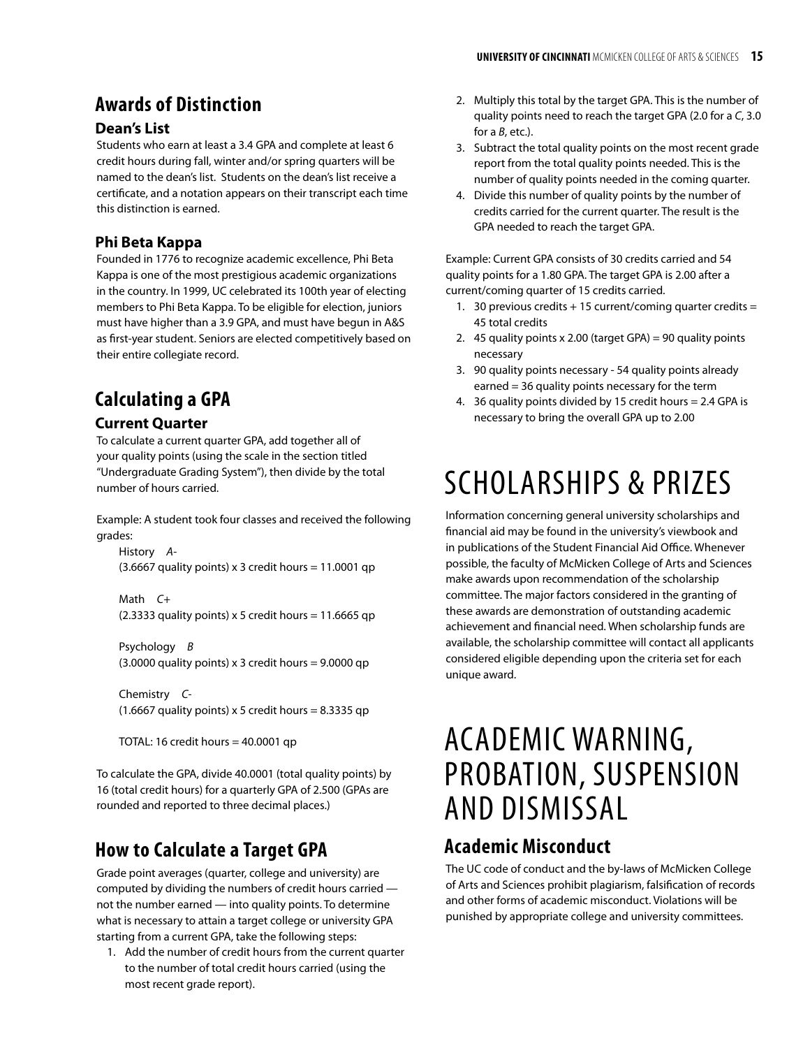## Awards of Distinction

### Dean's List

Students who earn at least a 3.4 GPA and complete at least 6 credit hours during fall, winter and/or spring quarters will be named to the dean's list. Students on the dean's list receive a certificate, and a notation appears on their transcript each time this distinction is earned.

### Phi Beta Kappa

Founded in 1776 to recognize academic excellence, Phi Beta Kappa is one of the most prestigious academic organizations in the country. In 1999, UC celebrated its 100th year of electing members to Phi Beta Kappa. To be eligible for election, juniors must have higher than a 3.9 GPA, and must have begun in A&S as first-year student. Seniors are elected competitively based on their entire collegiate record.

## Calculating a GPA

### Current Quarter

To calculate a current quarter GPA, add together all of your quality points (using the scale in the section titled "Undergraduate Grading System"), then divide by the total number of hours carried.

Example: A student took four classes and received the following grades:

History *A-*
(3.6667 quality points) x 3 credit hours = 11.0001 qp

Math *C+*
(2.3333 quality points) x 5 credit hours = 11.6665 qp

Psychology *B*
(3.0000 quality points) x 3 credit hours = 9.0000 qp

Chemistry *C-*
(1.6667 quality points) x 5 credit hours = 8.3335 qp

TOTAL: 16 credit hours = 40.0001 qp

To calculate the GPA, divide 40.0001 (total quality points) by 16 (total credit hours) for a quarterly GPA of 2.500 (GPAs are rounded and reported to three decimal places.)

## How to Calculate a Target GPA

Grade point averages (quarter, college and university) are computed by dividing the numbers of credit hours carried — not the number earned — into quality points. To determine what is necessary to attain a target college or university GPA starting from a current GPA, take the following steps:

1. Add the number of credit hours from the current quarter to the number of total credit hours carried (using the most recent grade report).
2. Multiply this total by the target GPA. This is the number of quality points need to reach the target GPA (2.0 for a *C*, 3.0 for a *B*, etc.).
3. Subtract the total quality points on the most recent grade report from the total quality points needed. This is the number of quality points needed in the coming quarter.
4. Divide this number of quality points by the number of credits carried for the current quarter. The result is the GPA needed to reach the target GPA.

Example: Current GPA consists of 30 credits carried and 54 quality points for a 1.80 GPA. The target GPA is 2.00 after a current/coming quarter of 15 credits carried.

1. 30 previous credits + 15 current/coming quarter credits = 45 total credits
2. 45 quality points x 2.00 (target GPA) = 90 quality points necessary
3. 90 quality points necessary - 54 quality points already earned = 36 quality points necessary for the term
4. 36 quality points divided by 15 credit hours = 2.4 GPA is necessary to bring the overall GPA up to 2.00

# SCHOLARSHIPS & PRIZES

Information concerning general university scholarships and financial aid may be found in the university's viewbook and in publications of the Student Financial Aid Office. Whenever possible, the faculty of McMicken College of Arts and Sciences make awards upon recommendation of the scholarship committee. The major factors considered in the granting of these awards are demonstration of outstanding academic achievement and financial need. When scholarship funds are available, the scholarship committee will contact all applicants considered eligible depending upon the criteria set for each unique award.

# ACADEMIC WARNING, PROBATION, SUSPENSION AND DISMISSAL

## Academic Misconduct

The UC code of conduct and the by-laws of McMicken College of Arts and Sciences prohibit plagiarism, falsification of records and other forms of academic misconduct. Violations will be punished by appropriate college and university committees.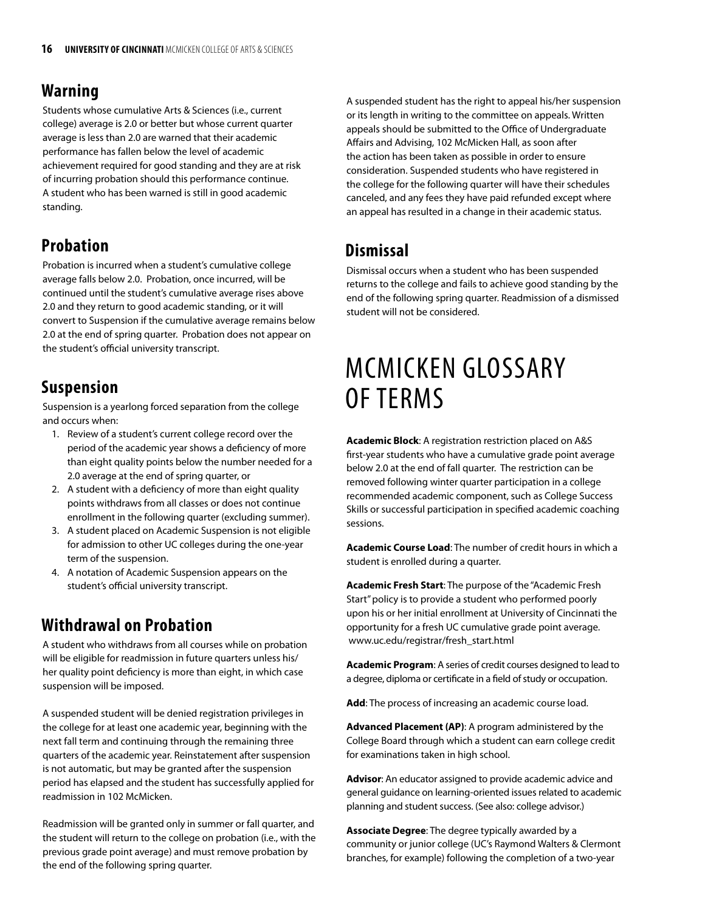## Warning

Students whose cumulative Arts & Sciences (i.e., current college) average is 2.0 or better but whose current quarter average is less than 2.0 are warned that their academic performance has fallen below the level of academic achievement required for good standing and they are at risk of incurring probation should this performance continue. A student who has been warned is still in good academic standing.

## Probation

Probation is incurred when a student's cumulative college average falls below 2.0. Probation, once incurred, will be continued until the student's cumulative average rises above 2.0 and they return to good academic standing, or it will convert to Suspension if the cumulative average remains below 2.0 at the end of spring quarter. Probation does not appear on the student's official university transcript.

## Suspension

Suspension is a yearlong forced separation from the college and occurs when:

1. Review of a student's current college record over the period of the academic year shows a deficiency of more than eight quality points below the number needed for a 2.0 average at the end of spring quarter, or
2. A student with a deficiency of more than eight quality points withdraws from all classes or does not continue enrollment in the following quarter (excluding summer).
3. A student placed on Academic Suspension is not eligible for admission to other UC colleges during the one-year term of the suspension.
4. A notation of Academic Suspension appears on the student's official university transcript.

## Withdrawal on Probation

A student who withdraws from all courses while on probation will be eligible for readmission in future quarters unless his/her quality point deficiency is more than eight, in which case suspension will be imposed.

A suspended student will be denied registration privileges in the college for at least one academic year, beginning with the next fall term and continuing through the remaining three quarters of the academic year. Reinstatement after suspension is not automatic, but may be granted after the suspension period has elapsed and the student has successfully applied for readmission in 102 McMicken.

Readmission will be granted only in summer or fall quarter, and the student will return to the college on probation (i.e., with the previous grade point average) and must remove probation by the end of the following spring quarter.

A suspended student has the right to appeal his/her suspension or its length in writing to the committee on appeals. Written appeals should be submitted to the Office of Undergraduate Affairs and Advising, 102 McMicken Hall, as soon after the action has been taken as possible in order to ensure consideration. Suspended students who have registered in the college for the following quarter will have their schedules canceled, and any fees they have paid refunded except where an appeal has resulted in a change in their academic status.

## Dismissal

Dismissal occurs when a student who has been suspended returns to the college and fails to achieve good standing by the end of the following spring quarter. Readmission of a dismissed student will not be considered.

# MCMICKEN GLOSSARY OF TERMS

**Academic Block**: A registration restriction placed on A&S first-year students who have a cumulative grade point average below 2.0 at the end of fall quarter. The restriction can be removed following winter quarter participation in a college recommended academic component, such as College Success Skills or successful participation in specified academic coaching sessions.

**Academic Course Load**: The number of credit hours in which a student is enrolled during a quarter.

**Academic Fresh Start**: The purpose of the "Academic Fresh Start" policy is to provide a student who performed poorly upon his or her initial enrollment at University of Cincinnati the opportunity for a fresh UC cumulative grade point average. www.uc.edu/registrar/fresh_start.html

**Academic Program**: A series of credit courses designed to lead to a degree, diploma or certificate in a field of study or occupation.

**Add**: The process of increasing an academic course load.

**Advanced Placement (AP)**: A program administered by the College Board through which a student can earn college credit for examinations taken in high school.

**Advisor**: An educator assigned to provide academic advice and general guidance on learning-oriented issues related to academic planning and student success. (See also: college advisor.)

**Associate Degree**: The degree typically awarded by a community or junior college (UC's Raymond Walters & Clermont branches, for example) following the completion of a two-year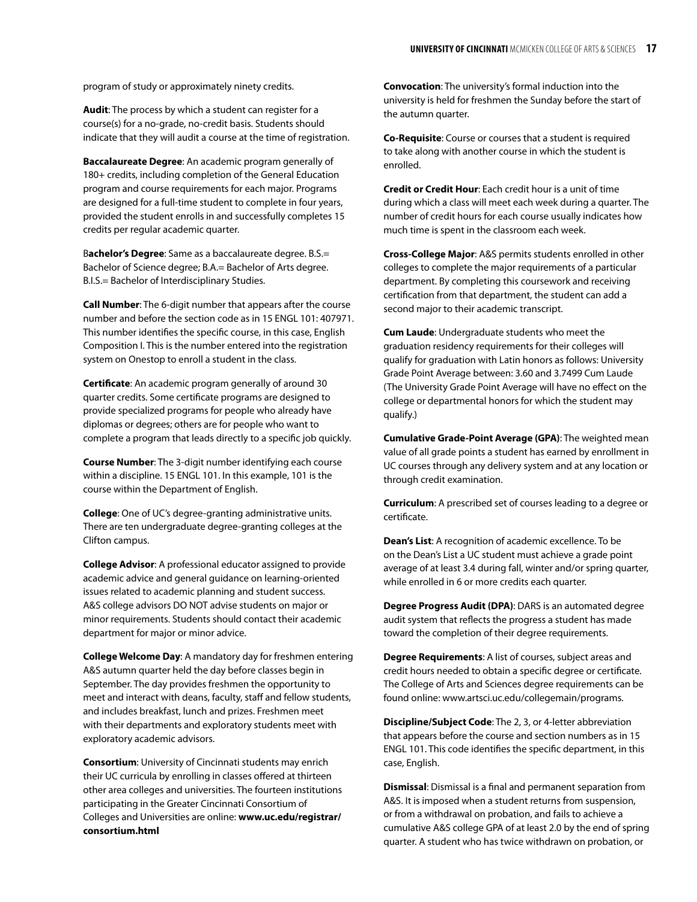program of study or approximately ninety credits.

**Audit**: The process by which a student can register for a course(s) for a no-grade, no-credit basis. Students should indicate that they will audit a course at the time of registration.

**Baccalaureate Degree**: An academic program generally of 180+ credits, including completion of the General Education program and course requirements for each major. Programs are designed for a full-time student to complete in four years, provided the student enrolls in and successfully completes 15 credits per regular academic quarter.

B**achelor's Degree**: Same as a baccalaureate degree. B.S.= Bachelor of Science degree; B.A.= Bachelor of Arts degree. B.I.S.= Bachelor of Interdisciplinary Studies.

**Call Number**: The 6-digit number that appears after the course number and before the section code as in 15 ENGL 101: 407971. This number identifies the specific course, in this case, English Composition I. This is the number entered into the registration system on Onestop to enroll a student in the class.

**Certificate**: An academic program generally of around 30 quarter credits. Some certificate programs are designed to provide specialized programs for people who already have diplomas or degrees; others are for people who want to complete a program that leads directly to a specific job quickly.

**Course Number**: The 3-digit number identifying each course within a discipline. 15 ENGL 101. In this example, 101 is the course within the Department of English.

**College**: One of UC's degree-granting administrative units. There are ten undergraduate degree-granting colleges at the Clifton campus.

**College Advisor**: A professional educator assigned to provide academic advice and general guidance on learning-oriented issues related to academic planning and student success. A&S college advisors DO NOT advise students on major or minor requirements. Students should contact their academic department for major or minor advice.

**College Welcome Day**: A mandatory day for freshmen entering A&S autumn quarter held the day before classes begin in September. The day provides freshmen the opportunity to meet and interact with deans, faculty, staff and fellow students, and includes breakfast, lunch and prizes. Freshmen meet with their departments and exploratory students meet with exploratory academic advisors.

**Consortium**: University of Cincinnati students may enrich their UC curricula by enrolling in classes offered at thirteen other area colleges and universities. The fourteen institutions participating in the Greater Cincinnati Consortium of Colleges and Universities are online: **www.uc.edu/registrar/consortium.html**

**Convocation**: The university's formal induction into the university is held for freshmen the Sunday before the start of the autumn quarter.

**Co-Requisite**: Course or courses that a student is required to take along with another course in which the student is enrolled.

**Credit or Credit Hour**: Each credit hour is a unit of time during which a class will meet each week during a quarter. The number of credit hours for each course usually indicates how much time is spent in the classroom each week.

**Cross-College Major**: A&S permits students enrolled in other colleges to complete the major requirements of a particular department. By completing this coursework and receiving certification from that department, the student can add a second major to their academic transcript.

**Cum Laude**: Undergraduate students who meet the graduation residency requirements for their colleges will qualify for graduation with Latin honors as follows: University Grade Point Average between: 3.60 and 3.7499 Cum Laude (The University Grade Point Average will have no effect on the college or departmental honors for which the student may qualify.)

**Cumulative Grade-Point Average (GPA)**: The weighted mean value of all grade points a student has earned by enrollment in UC courses through any delivery system and at any location or through credit examination.

**Curriculum**: A prescribed set of courses leading to a degree or certificate.

**Dean's List**: A recognition of academic excellence. To be on the Dean's List a UC student must achieve a grade point average of at least 3.4 during fall, winter and/or spring quarter, while enrolled in 6 or more credits each quarter.

**Degree Progress Audit (DPA)**: DARS is an automated degree audit system that reflects the progress a student has made toward the completion of their degree requirements.

**Degree Requirements**: A list of courses, subject areas and credit hours needed to obtain a specific degree or certificate. The College of Arts and Sciences degree requirements can be found online: www.artsci.uc.edu/collegemain/programs.

**Discipline/Subject Code**: The 2, 3, or 4-letter abbreviation that appears before the course and section numbers as in 15 ENGL 101. This code identifies the specific department, in this case, English.

**Dismissal**: Dismissal is a final and permanent separation from A&S. It is imposed when a student returns from suspension, or from a withdrawal on probation, and fails to achieve a cumulative A&S college GPA of at least 2.0 by the end of spring quarter. A student who has twice withdrawn on probation, or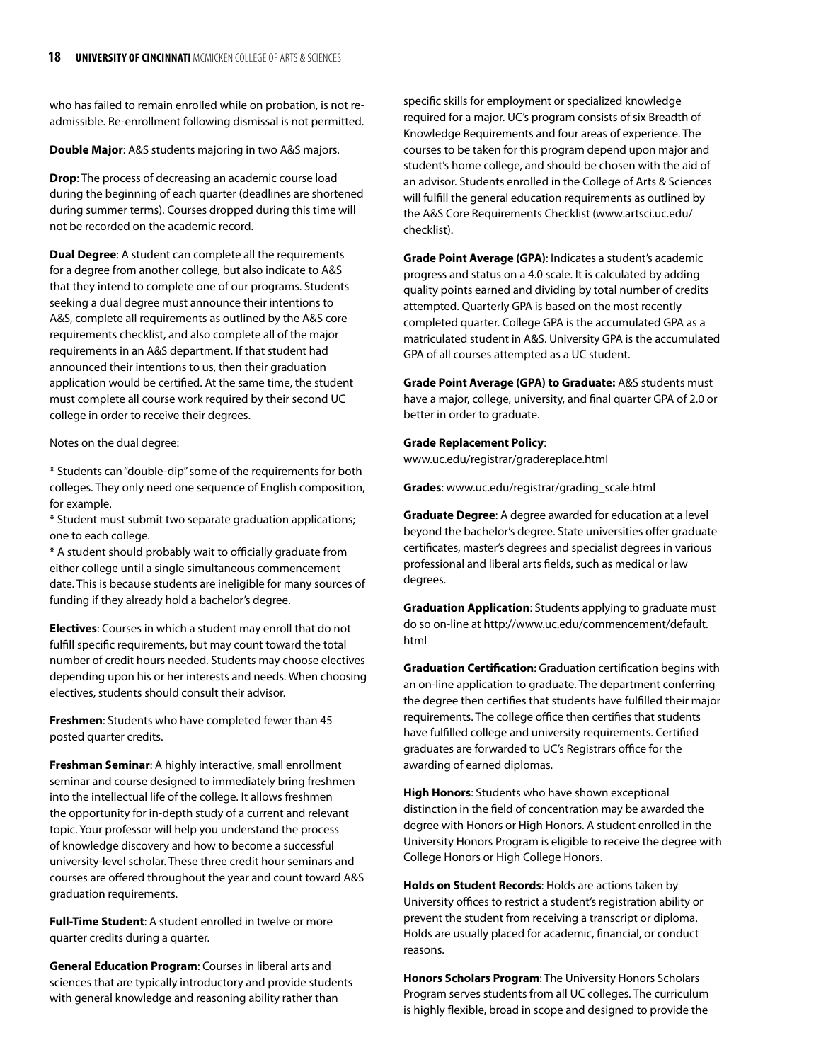who has failed to remain enrolled while on probation, is not re-admissible. Re-enrollment following dismissal is not permitted.

**Double Major**: A&S students majoring in two A&S majors.

**Drop**: The process of decreasing an academic course load during the beginning of each quarter (deadlines are shortened during summer terms). Courses dropped during this time will not be recorded on the academic record.

**Dual Degree**: A student can complete all the requirements for a degree from another college, but also indicate to A&S that they intend to complete one of our programs. Students seeking a dual degree must announce their intentions to A&S, complete all requirements as outlined by the A&S core requirements checklist, and also complete all of the major requirements in an A&S department. If that student had announced their intentions to us, then their graduation application would be certified. At the same time, the student must complete all course work required by their second UC college in order to receive their degrees.

Notes on the dual degree:

* Students can "double-dip" some of the requirements for both colleges. They only need one sequence of English composition, for example.
* Student must submit two separate graduation applications; one to each college.
* A student should probably wait to officially graduate from either college until a single simultaneous commencement date. This is because students are ineligible for many sources of funding if they already hold a bachelor's degree.

**Electives**: Courses in which a student may enroll that do not fulfill specific requirements, but may count toward the total number of credit hours needed. Students may choose electives depending upon his or her interests and needs. When choosing electives, students should consult their advisor.

**Freshmen**: Students who have completed fewer than 45 posted quarter credits.

**Freshman Seminar**: A highly interactive, small enrollment seminar and course designed to immediately bring freshmen into the intellectual life of the college. It allows freshmen the opportunity for in-depth study of a current and relevant topic. Your professor will help you understand the process of knowledge discovery and how to become a successful university-level scholar. These three credit hour seminars and courses are offered throughout the year and count toward A&S graduation requirements.

**Full-Time Student**: A student enrolled in twelve or more quarter credits during a quarter.

**General Education Program**: Courses in liberal arts and sciences that are typically introductory and provide students with general knowledge and reasoning ability rather than specific skills for employment or specialized knowledge required for a major. UC's program consists of six Breadth of Knowledge Requirements and four areas of experience. The courses to be taken for this program depend upon major and student's home college, and should be chosen with the aid of an advisor. Students enrolled in the College of Arts & Sciences will fulfill the general education requirements as outlined by the A&S Core Requirements Checklist (www.artsci.uc.edu/checklist).

**Grade Point Average (GPA)**: Indicates a student's academic progress and status on a 4.0 scale. It is calculated by adding quality points earned and dividing by total number of credits attempted. Quarterly GPA is based on the most recently completed quarter. College GPA is the accumulated GPA as a matriculated student in A&S. University GPA is the accumulated GPA of all courses attempted as a UC student.

**Grade Point Average (GPA) to Graduate:** A&S students must have a major, college, university, and final quarter GPA of 2.0 or better in order to graduate.

**Grade Replacement Policy**:
www.uc.edu/registrar/gradereplace.html

**Grades**: www.uc.edu/registrar/grading_scale.html

**Graduate Degree**: A degree awarded for education at a level beyond the bachelor's degree. State universities offer graduate certificates, master's degrees and specialist degrees in various professional and liberal arts fields, such as medical or law degrees.

**Graduation Application**: Students applying to graduate must do so on-line at http://www.uc.edu/commencement/default.html

**Graduation Certification**: Graduation certification begins with an on-line application to graduate. The department conferring the degree then certifies that students have fulfilled their major requirements. The college office then certifies that students have fulfilled college and university requirements. Certified graduates are forwarded to UC's Registrars office for the awarding of earned diplomas.

**High Honors**: Students who have shown exceptional distinction in the field of concentration may be awarded the degree with Honors or High Honors. A student enrolled in the University Honors Program is eligible to receive the degree with College Honors or High College Honors.

**Holds on Student Records**: Holds are actions taken by University offices to restrict a student's registration ability or prevent the student from receiving a transcript or diploma. Holds are usually placed for academic, financial, or conduct reasons.

**Honors Scholars Program**: The University Honors Scholars Program serves students from all UC colleges. The curriculum is highly flexible, broad in scope and designed to provide the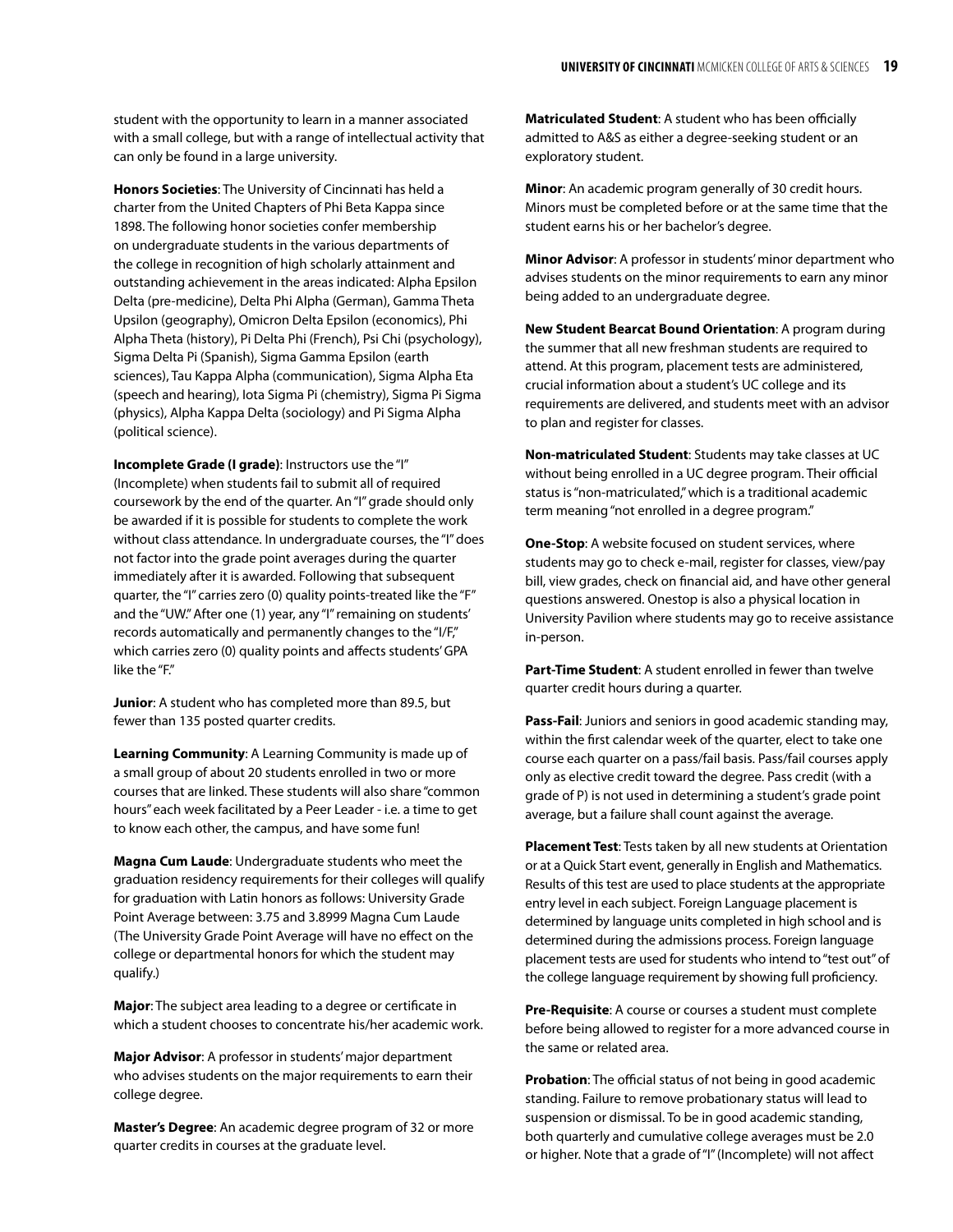student with the opportunity to learn in a manner associated with a small college, but with a range of intellectual activity that can only be found in a large university.

**Honors Societies**: The University of Cincinnati has held a charter from the United Chapters of Phi Beta Kappa since 1898. The following honor societies confer membership on undergraduate students in the various departments of the college in recognition of high scholarly attainment and outstanding achievement in the areas indicated: Alpha Epsilon Delta (pre-medicine), Delta Phi Alpha (German), Gamma Theta Upsilon (geography), Omicron Delta Epsilon (economics), Phi Alpha Theta (history), Pi Delta Phi (French), Psi Chi (psychology), Sigma Delta Pi (Spanish), Sigma Gamma Epsilon (earth sciences), Tau Kappa Alpha (communication), Sigma Alpha Eta (speech and hearing), Iota Sigma Pi (chemistry), Sigma Pi Sigma (physics), Alpha Kappa Delta (sociology) and Pi Sigma Alpha (political science).

**Incomplete Grade (I grade)**: Instructors use the "I" (Incomplete) when students fail to submit all of required coursework by the end of the quarter. An "I" grade should only be awarded if it is possible for students to complete the work without class attendance. In undergraduate courses, the "I" does not factor into the grade point averages during the quarter immediately after it is awarded. Following that subsequent quarter, the "I" carries zero (0) quality points-treated like the "F" and the "UW." After one (1) year, any "I" remaining on students' records automatically and permanently changes to the "I/F," which carries zero (0) quality points and affects students' GPA like the "F."

**Junior**: A student who has completed more than 89.5, but fewer than 135 posted quarter credits.

**Learning Community**: A Learning Community is made up of a small group of about 20 students enrolled in two or more courses that are linked. These students will also share "common hours" each week facilitated by a Peer Leader - i.e. a time to get to know each other, the campus, and have some fun!

**Magna Cum Laude**: Undergraduate students who meet the graduation residency requirements for their colleges will qualify for graduation with Latin honors as follows: University Grade Point Average between: 3.75 and 3.8999 Magna Cum Laude (The University Grade Point Average will have no effect on the college or departmental honors for which the student may qualify.)

**Major**: The subject area leading to a degree or certificate in which a student chooses to concentrate his/her academic work.

**Major Advisor**: A professor in students' major department who advises students on the major requirements to earn their college degree.

**Master's Degree**: An academic degree program of 32 or more quarter credits in courses at the graduate level.

**Matriculated Student**: A student who has been officially admitted to A&S as either a degree-seeking student or an exploratory student.

**Minor**: An academic program generally of 30 credit hours. Minors must be completed before or at the same time that the student earns his or her bachelor's degree.

**Minor Advisor**: A professor in students' minor department who advises students on the minor requirements to earn any minor being added to an undergraduate degree.

**New Student Bearcat Bound Orientation**: A program during the summer that all new freshman students are required to attend. At this program, placement tests are administered, crucial information about a student's UC college and its requirements are delivered, and students meet with an advisor to plan and register for classes.

**Non-matriculated Student**: Students may take classes at UC without being enrolled in a UC degree program. Their official status is "non-matriculated," which is a traditional academic term meaning "not enrolled in a degree program."

**One-Stop**: A website focused on student services, where students may go to check e-mail, register for classes, view/pay bill, view grades, check on financial aid, and have other general questions answered. Onestop is also a physical location in University Pavilion where students may go to receive assistance in-person.

**Part-Time Student**: A student enrolled in fewer than twelve quarter credit hours during a quarter.

**Pass-Fail**: Juniors and seniors in good academic standing may, within the first calendar week of the quarter, elect to take one course each quarter on a pass/fail basis. Pass/fail courses apply only as elective credit toward the degree. Pass credit (with a grade of P) is not used in determining a student's grade point average, but a failure shall count against the average.

**Placement Test**: Tests taken by all new students at Orientation or at a Quick Start event, generally in English and Mathematics. Results of this test are used to place students at the appropriate entry level in each subject. Foreign Language placement is determined by language units completed in high school and is determined during the admissions process. Foreign language placement tests are used for students who intend to "test out" of the college language requirement by showing full proficiency.

**Pre-Requisite**: A course or courses a student must complete before being allowed to register for a more advanced course in the same or related area.

**Probation**: The official status of not being in good academic standing. Failure to remove probationary status will lead to suspension or dismissal. To be in good academic standing, both quarterly and cumulative college averages must be 2.0 or higher. Note that a grade of "I" (Incomplete) will not affect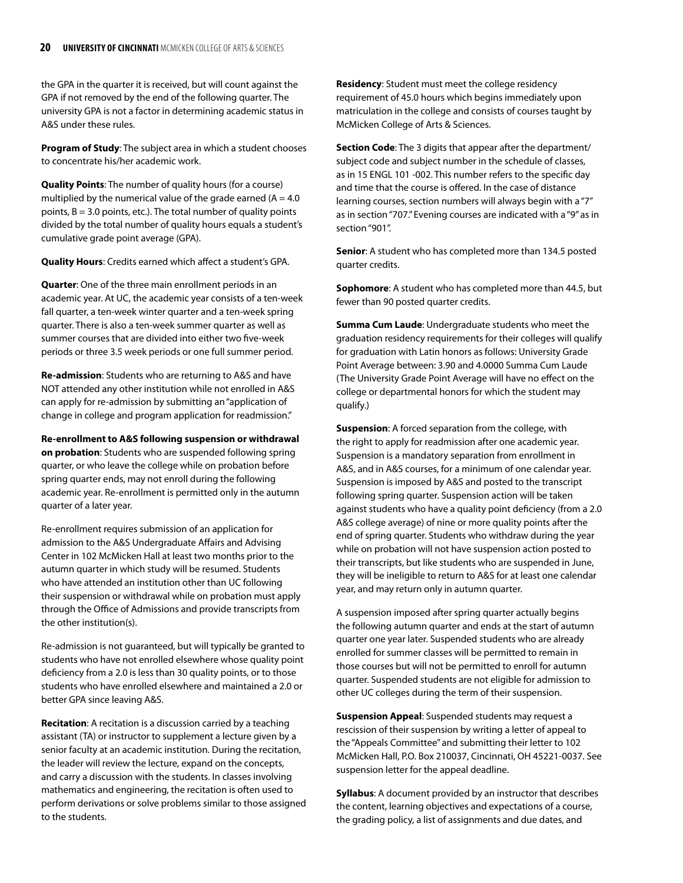the GPA in the quarter it is received, but will count against the GPA if not removed by the end of the following quarter. The university GPA is not a factor in determining academic status in A&S under these rules.

**Program of Study**: The subject area in which a student chooses to concentrate his/her academic work.

**Quality Points**: The number of quality hours (for a course) multiplied by the numerical value of the grade earned (A = 4.0 points, B = 3.0 points, etc.). The total number of quality points divided by the total number of quality hours equals a student's cumulative grade point average (GPA).

**Quality Hours**: Credits earned which affect a student's GPA.

**Quarter**: One of the three main enrollment periods in an academic year. At UC, the academic year consists of a ten-week fall quarter, a ten-week winter quarter and a ten-week spring quarter. There is also a ten-week summer quarter as well as summer courses that are divided into either two five-week periods or three 3.5 week periods or one full summer period.

**Re-admission**: Students who are returning to A&S and have NOT attended any other institution while not enrolled in A&S can apply for re-admission by submitting an "application of change in college and program application for readmission."

**Re-enrollment to A&S following suspension or withdrawal on probation**: Students who are suspended following spring quarter, or who leave the college while on probation before spring quarter ends, may not enroll during the following academic year. Re-enrollment is permitted only in the autumn quarter of a later year.

Re-enrollment requires submission of an application for admission to the A&S Undergraduate Affairs and Advising Center in 102 McMicken Hall at least two months prior to the autumn quarter in which study will be resumed. Students who have attended an institution other than UC following their suspension or withdrawal while on probation must apply through the Office of Admissions and provide transcripts from the other institution(s).

Re-admission is not guaranteed, but will typically be granted to students who have not enrolled elsewhere whose quality point deficiency from a 2.0 is less than 30 quality points, or to those students who have enrolled elsewhere and maintained a 2.0 or better GPA since leaving A&S.

**Recitation**: A recitation is a discussion carried by a teaching assistant (TA) or instructor to supplement a lecture given by a senior faculty at an academic institution. During the recitation, the leader will review the lecture, expand on the concepts, and carry a discussion with the students. In classes involving mathematics and engineering, the recitation is often used to perform derivations or solve problems similar to those assigned to the students.

**Residency**: Student must meet the college residency requirement of 45.0 hours which begins immediately upon matriculation in the college and consists of courses taught by McMicken College of Arts & Sciences.

**Section Code**: The 3 digits that appear after the department/subject code and subject number in the schedule of classes, as in 15 ENGL 101 -002. This number refers to the specific day and time that the course is offered. In the case of distance learning courses, section numbers will always begin with a "7" as in section "707." Evening courses are indicated with a "9" as in section "901".

**Senior**: A student who has completed more than 134.5 posted quarter credits.

**Sophomore**: A student who has completed more than 44.5, but fewer than 90 posted quarter credits.

**Summa Cum Laude**: Undergraduate students who meet the graduation residency requirements for their colleges will qualify for graduation with Latin honors as follows: University Grade Point Average between: 3.90 and 4.0000 Summa Cum Laude (The University Grade Point Average will have no effect on the college or departmental honors for which the student may qualify.)

**Suspension**: A forced separation from the college, with the right to apply for readmission after one academic year. Suspension is a mandatory separation from enrollment in A&S, and in A&S courses, for a minimum of one calendar year. Suspension is imposed by A&S and posted to the transcript following spring quarter. Suspension action will be taken against students who have a quality point deficiency (from a 2.0 A&S college average) of nine or more quality points after the end of spring quarter. Students who withdraw during the year while on probation will not have suspension action posted to their transcripts, but like students who are suspended in June, they will be ineligible to return to A&S for at least one calendar year, and may return only in autumn quarter.

A suspension imposed after spring quarter actually begins the following autumn quarter and ends at the start of autumn quarter one year later. Suspended students who are already enrolled for summer classes will be permitted to remain in those courses but will not be permitted to enroll for autumn quarter. Suspended students are not eligible for admission to other UC colleges during the term of their suspension.

**Suspension Appeal**: Suspended students may request a rescission of their suspension by writing a letter of appeal to the "Appeals Committee" and submitting their letter to 102 McMicken Hall, P.O. Box 210037, Cincinnati, OH 45221-0037. See suspension letter for the appeal deadline.

**Syllabus**: A document provided by an instructor that describes the content, learning objectives and expectations of a course, the grading policy, a list of assignments and due dates, and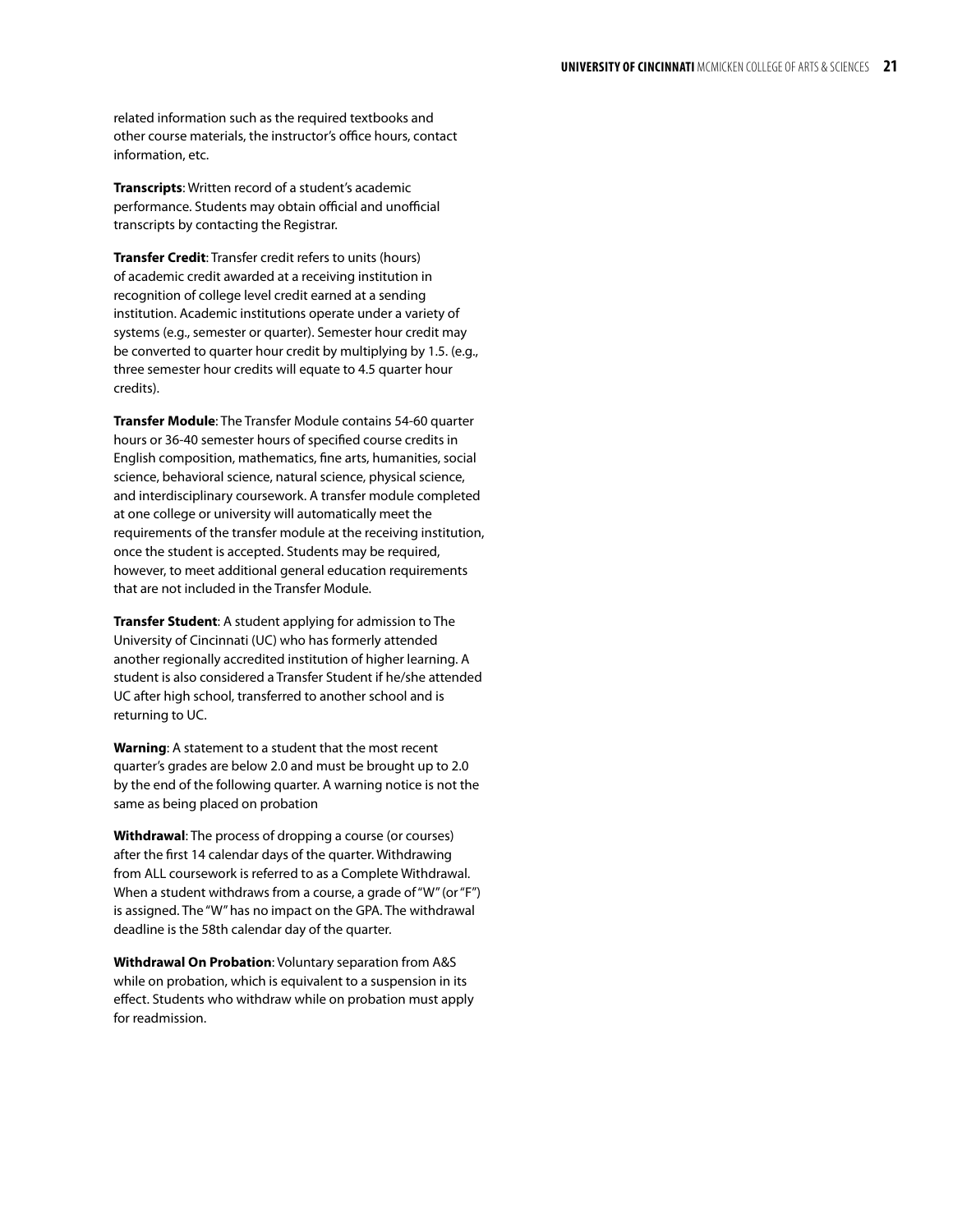related information such as the required textbooks and other course materials, the instructor's office hours, contact information, etc.

**Transcripts**: Written record of a student's academic performance. Students may obtain official and unofficial transcripts by contacting the Registrar.

**Transfer Credit**: Transfer credit refers to units (hours) of academic credit awarded at a receiving institution in recognition of college level credit earned at a sending institution. Academic institutions operate under a variety of systems (e.g., semester or quarter). Semester hour credit may be converted to quarter hour credit by multiplying by 1.5. (e.g., three semester hour credits will equate to 4.5 quarter hour credits).

**Transfer Module**: The Transfer Module contains 54-60 quarter hours or 36-40 semester hours of specified course credits in English composition, mathematics, fine arts, humanities, social science, behavioral science, natural science, physical science, and interdisciplinary coursework. A transfer module completed at one college or university will automatically meet the requirements of the transfer module at the receiving institution, once the student is accepted. Students may be required, however, to meet additional general education requirements that are not included in the Transfer Module.

**Transfer Student**: A student applying for admission to The University of Cincinnati (UC) who has formerly attended another regionally accredited institution of higher learning. A student is also considered a Transfer Student if he/she attended UC after high school, transferred to another school and is returning to UC.

**Warning**: A statement to a student that the most recent quarter's grades are below 2.0 and must be brought up to 2.0 by the end of the following quarter. A warning notice is not the same as being placed on probation

**Withdrawal**: The process of dropping a course (or courses) after the first 14 calendar days of the quarter. Withdrawing from ALL coursework is referred to as a Complete Withdrawal. When a student withdraws from a course, a grade of "W" (or "F") is assigned. The "W" has no impact on the GPA. The withdrawal deadline is the 58th calendar day of the quarter.

**Withdrawal On Probation**: Voluntary separation from A&S while on probation, which is equivalent to a suspension in its effect. Students who withdraw while on probation must apply for readmission.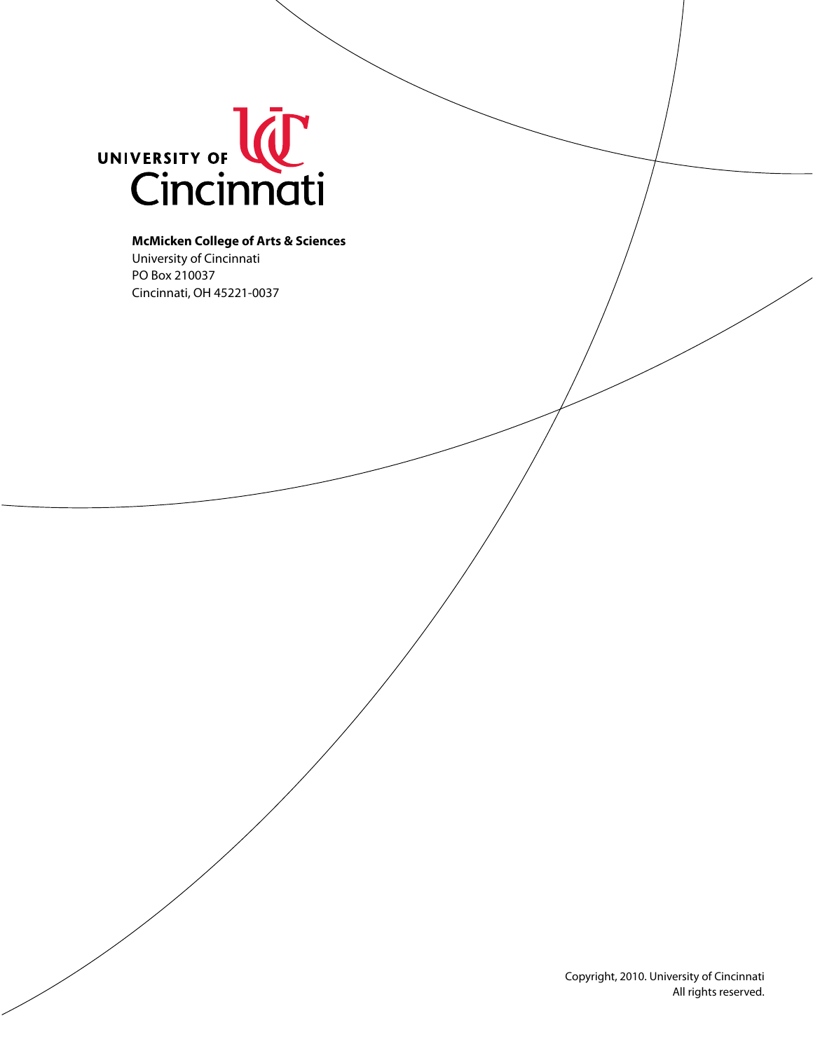UNIVERSITY OF Cincinnati

**McMicken College of Arts & Sciences**
University of Cincinnati
PO Box 210037
Cincinnati, OH 45221-0037

Copyright, 2010. University of Cincinnati
All rights reserved.